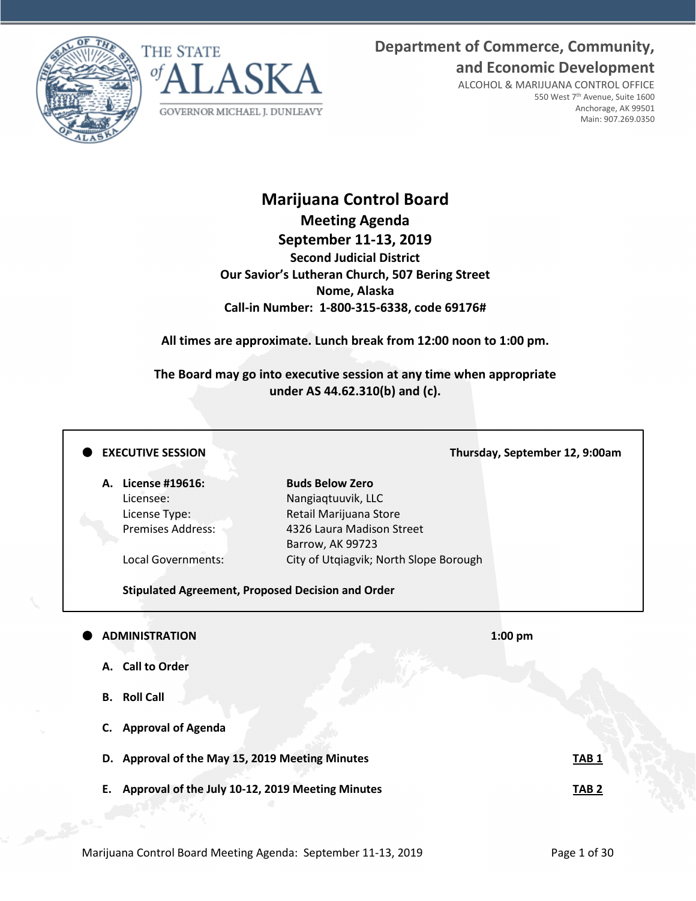Department of Commerce, Community, and Economic Development
ALCOHOL & MARIJUANA CONTROL OFFICE
550 West 7th Avenue, Suite 1600
Anchorage, AK 99501
Main: 907.269.0350

THE STATE of ALASKA
GOVERNOR MICHAEL J. DUNLEAVY

# Marijuana Control Board

## Meeting Agenda

## September 11-13, 2019

**Second Judicial District**
**Our Savior's Lutheran Church, 507 Bering Street**
**Nome, Alaska**
**Call-in Number: 1-800-315-6338, code 69176#**

**All times are approximate. Lunch break from 12:00 noon to 1:00 pm.**

**The Board may go into executive session at any time when appropriate under AS 44.62.310(b) and (c).**

---

- **EXECUTIVE SESSION** — **Thursday, September 12, 9:00am**

  **A. License #19616:** **Buds Below Zero**
  Licensee: Nangiaqtuuvik, LLC
  License Type: Retail Marijuana Store
  Premises Address: 4326 Laura Madison Street, Barrow, AK 99723
  Local Governments: City of Utqiagvik; North Slope Borough

  **Stipulated Agreement, Proposed Decision and Order**

---

- **ADMINISTRATION** — **1:00 pm**

  **A. Call to Order**

  **B. Roll Call**

  **C. Approval of Agenda**

  **D. Approval of the May 15, 2019 Meeting Minutes** — **TAB 1**

  **E. Approval of the July 10-12, 2019 Meeting Minutes** — **TAB 2**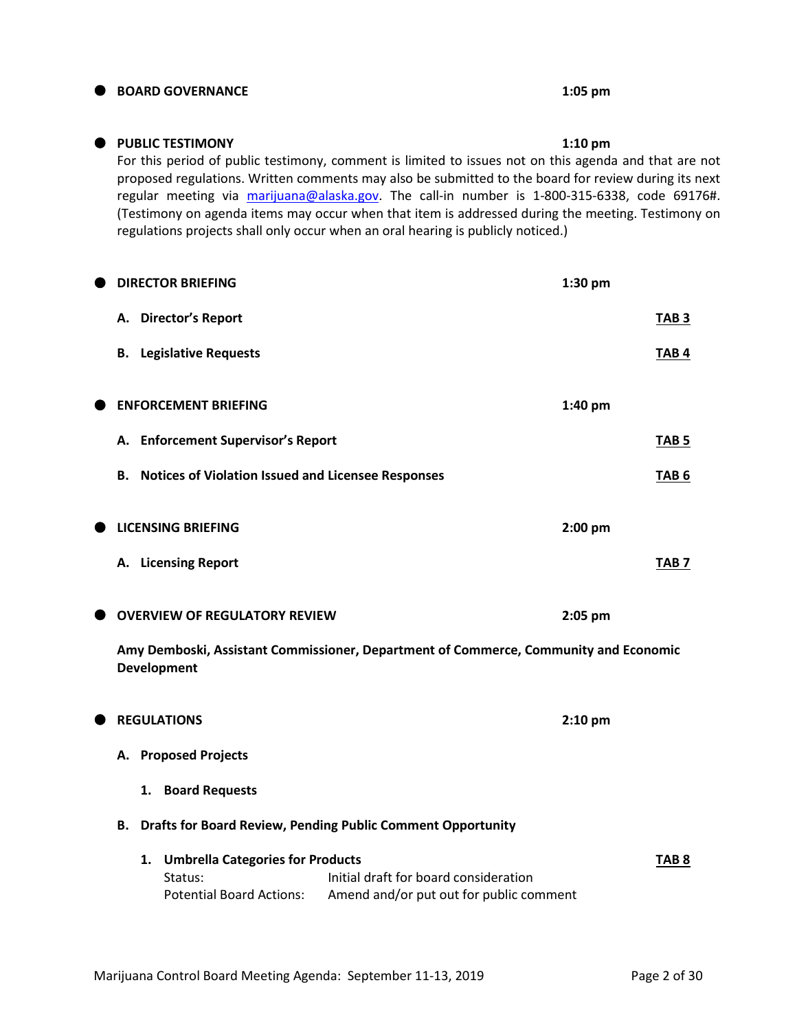- **BOARD GOVERNANCE** **1:05 pm**

- **PUBLIC TESTIMONY** **1:10 pm**

  For this period of public testimony, comment is limited to issues not on this agenda and that are not proposed regulations. Written comments may also be submitted to the board for review during its next regular meeting via marijuana@alaska.gov. The call-in number is 1-800-315-6338, code 69176#. (Testimony on agenda items may occur when that item is addressed during the meeting. Testimony on regulations projects shall only occur when an oral hearing is publicly noticed.)

- **DIRECTOR BRIEFING** **1:30 pm**

  **A. Director's Report** **TAB 3**

  **B. Legislative Requests** **TAB 4**

- **ENFORCEMENT BRIEFING** **1:40 pm**

  **A. Enforcement Supervisor's Report** **TAB 5**

  **B. Notices of Violation Issued and Licensee Responses** **TAB 6**

- **LICENSING BRIEFING** **2:00 pm**

  **A. Licensing Report** **TAB 7**

- **OVERVIEW OF REGULATORY REVIEW** **2:05 pm**

  **Amy Demboski, Assistant Commissioner, Department of Commerce, Community and Economic Development**

- **REGULATIONS** **2:10 pm**

  **A. Proposed Projects**

  **1. Board Requests**

  **B. Drafts for Board Review, Pending Public Comment Opportunity**

  **1. Umbrella Categories for Products** **TAB 8**

  Status: Initial draft for board consideration

  Potential Board Actions: Amend and/or put out for public comment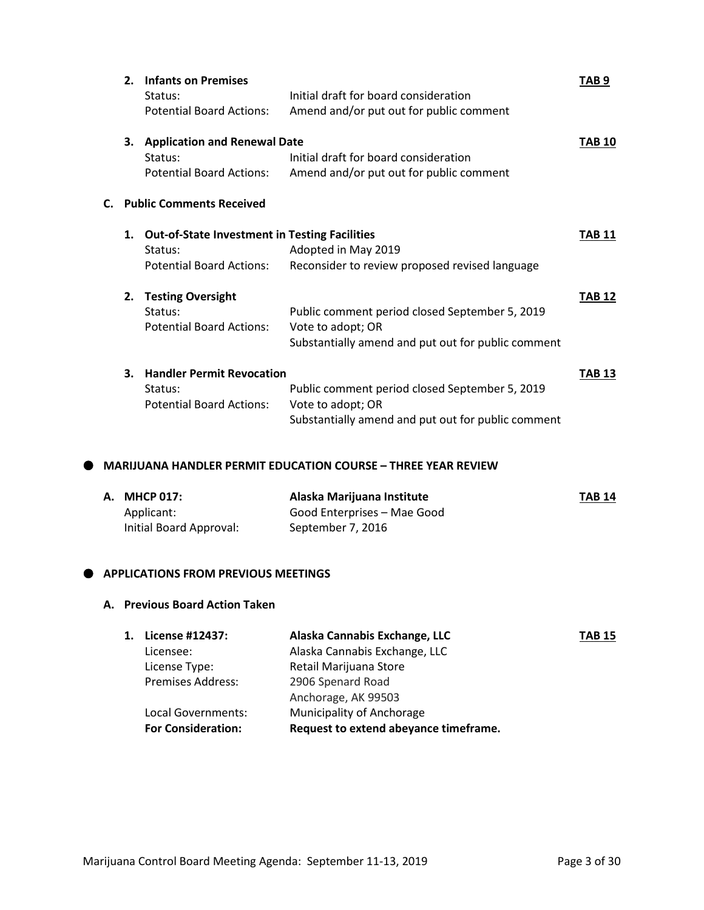2. **Infants on Premises** — **TAB 9**
   Status: Initial draft for board consideration
   Potential Board Actions: Amend and/or put out for public comment

3. **Application and Renewal Date** — **TAB 10**
   Status: Initial draft for board consideration
   Potential Board Actions: Amend and/or put out for public comment

**C. Public Comments Received**

1. **Out-of-State Investment in Testing Facilities** — **TAB 11**
   Status: Adopted in May 2019
   Potential Board Actions: Reconsider to review proposed revised language

2. **Testing Oversight** — **TAB 12**
   Status: Public comment period closed September 5, 2019
   Potential Board Actions: Vote to adopt; OR
   Substantially amend and put out for public comment

3. **Handler Permit Revocation** — **TAB 13**
   Status: Public comment period closed September 5, 2019
   Potential Board Actions: Vote to adopt; OR
   Substantially amend and put out for public comment

## MARIJUANA HANDLER PERMIT EDUCATION COURSE – THREE YEAR REVIEW

**A. MHCP 017: Alaska Marijuana Institute** — **TAB 14**
Applicant: Good Enterprises – Mae Good
Initial Board Approval: September 7, 2016

## APPLICATIONS FROM PREVIOUS MEETINGS

**A. Previous Board Action Taken**

1. **License #12437: Alaska Cannabis Exchange, LLC** — **TAB 15**
   Licensee: Alaska Cannabis Exchange, LLC
   License Type: Retail Marijuana Store
   Premises Address: 2906 Spenard Road
   Anchorage, AK 99503
   Local Governments: Municipality of Anchorage
   **For Consideration: Request to extend abeyance timeframe.**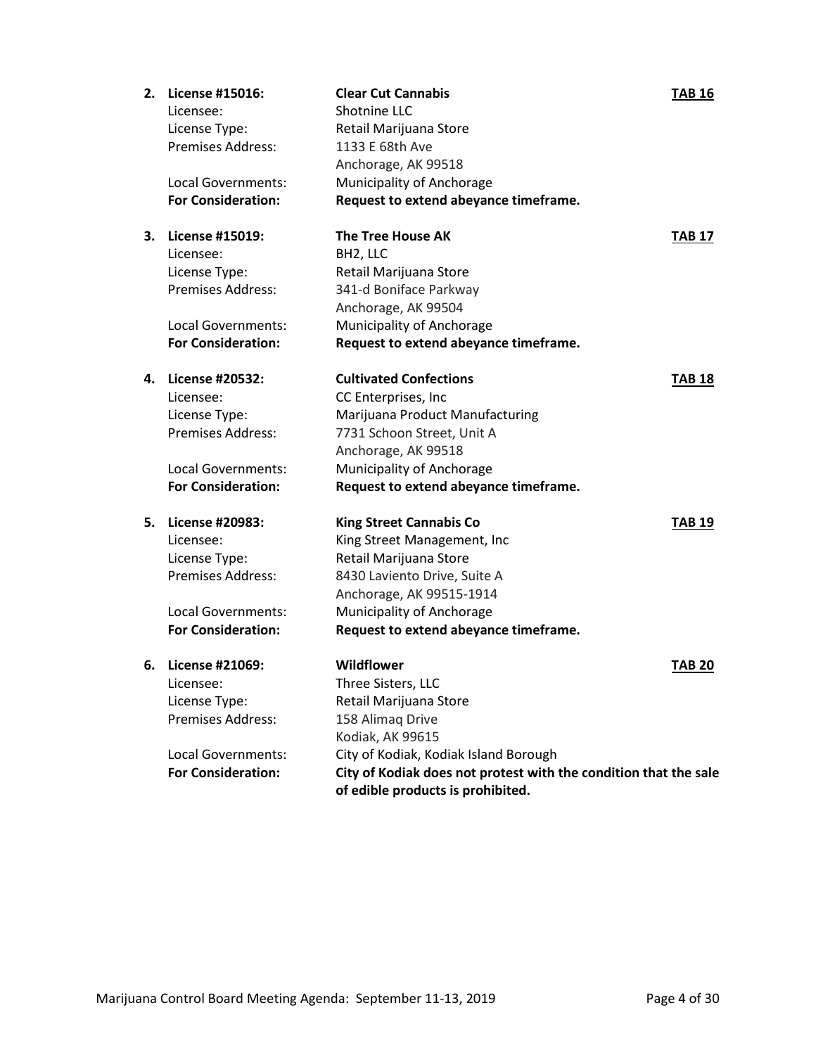2. **License #15016:** **Clear Cut Cannabis** **TAB 16**
   Licensee: Shotnine LLC
   License Type: Retail Marijuana Store
   Premises Address: 1133 E 68th Ave
   Anchorage, AK 99518
   Local Governments: Municipality of Anchorage
   **For Consideration:** **Request to extend abeyance timeframe.**

3. **License #15019:** **The Tree House AK** **TAB 17**
   Licensee: BH2, LLC
   License Type: Retail Marijuana Store
   Premises Address: 341-d Boniface Parkway
   Anchorage, AK 99504
   Local Governments: Municipality of Anchorage
   **For Consideration:** **Request to extend abeyance timeframe.**

4. **License #20532:** **Cultivated Confections** **TAB 18**
   Licensee: CC Enterprises, Inc
   License Type: Marijuana Product Manufacturing
   Premises Address: 7731 Schoon Street, Unit A
   Anchorage, AK 99518
   Local Governments: Municipality of Anchorage
   **For Consideration:** **Request to extend abeyance timeframe.**

5. **License #20983:** **King Street Cannabis Co** **TAB 19**
   Licensee: King Street Management, Inc
   License Type: Retail Marijuana Store
   Premises Address: 8430 Laviento Drive, Suite A
   Anchorage, AK 99515-1914
   Local Governments: Municipality of Anchorage
   **For Consideration:** **Request to extend abeyance timeframe.**

6. **License #21069:** **Wildflower** **TAB 20**
   Licensee: Three Sisters, LLC
   License Type: Retail Marijuana Store
   Premises Address: 158 Alimaq Drive
   Kodiak, AK 99615
   Local Governments: City of Kodiak, Kodiak Island Borough
   **For Consideration:** **City of Kodiak does not protest with the condition that the sale of edible products is prohibited.**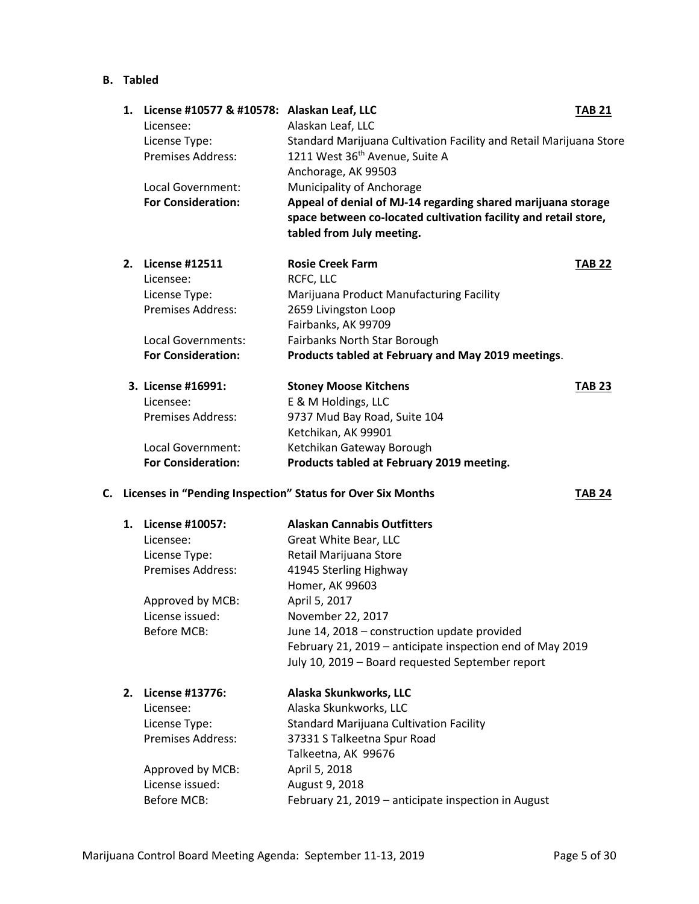## B. Tabled

1. **License #10577 & #10578: Alaskan Leaf, LLC** **TAB 21**

   Licensee: Alaskan Leaf, LLC
   License Type: Standard Marijuana Cultivation Facility and Retail Marijuana Store
   Premises Address: 1211 West 36th Avenue, Suite A
   Anchorage, AK 99503
   Local Government: Municipality of Anchorage
   **For Consideration:** **Appeal of denial of MJ-14 regarding shared marijuana storage space between co-located cultivation facility and retail store, tabled from July meeting.**

2. **License #12511** **Rosie Creek Farm** **TAB 22**

   Licensee: RCFC, LLC
   License Type: Marijuana Product Manufacturing Facility
   Premises Address: 2659 Livingston Loop
   Fairbanks, AK 99709
   Local Governments: Fairbanks North Star Borough
   **For Consideration:** **Products tabled at February and May 2019 meetings**.

3. **License #16991:** **Stoney Moose Kitchens** **TAB 23**

   Licensee: E & M Holdings, LLC
   Premises Address: 9737 Mud Bay Road, Suite 104
   Ketchikan, AK 99901
   Local Government: Ketchikan Gateway Borough
   **For Consideration:** **Products tabled at February 2019 meeting.**

## C. Licenses in "Pending Inspection" Status for Over Six Months **TAB 24**

1. **License #10057:** **Alaskan Cannabis Outfitters**

   Licensee: Great White Bear, LLC
   License Type: Retail Marijuana Store
   Premises Address: 41945 Sterling Highway
   Homer, AK 99603
   Approved by MCB: April 5, 2017
   License issued: November 22, 2017
   Before MCB: June 14, 2018 – construction update provided
   February 21, 2019 – anticipate inspection end of May 2019
   July 10, 2019 – Board requested September report

2. **License #13776:** **Alaska Skunkworks, LLC**

   Licensee: Alaska Skunkworks, LLC
   License Type: Standard Marijuana Cultivation Facility
   Premises Address: 37331 S Talkeetna Spur Road
   Talkeetna, AK 99676
   Approved by MCB: April 5, 2018
   License issued: August 9, 2018
   Before MCB: February 21, 2019 – anticipate inspection in August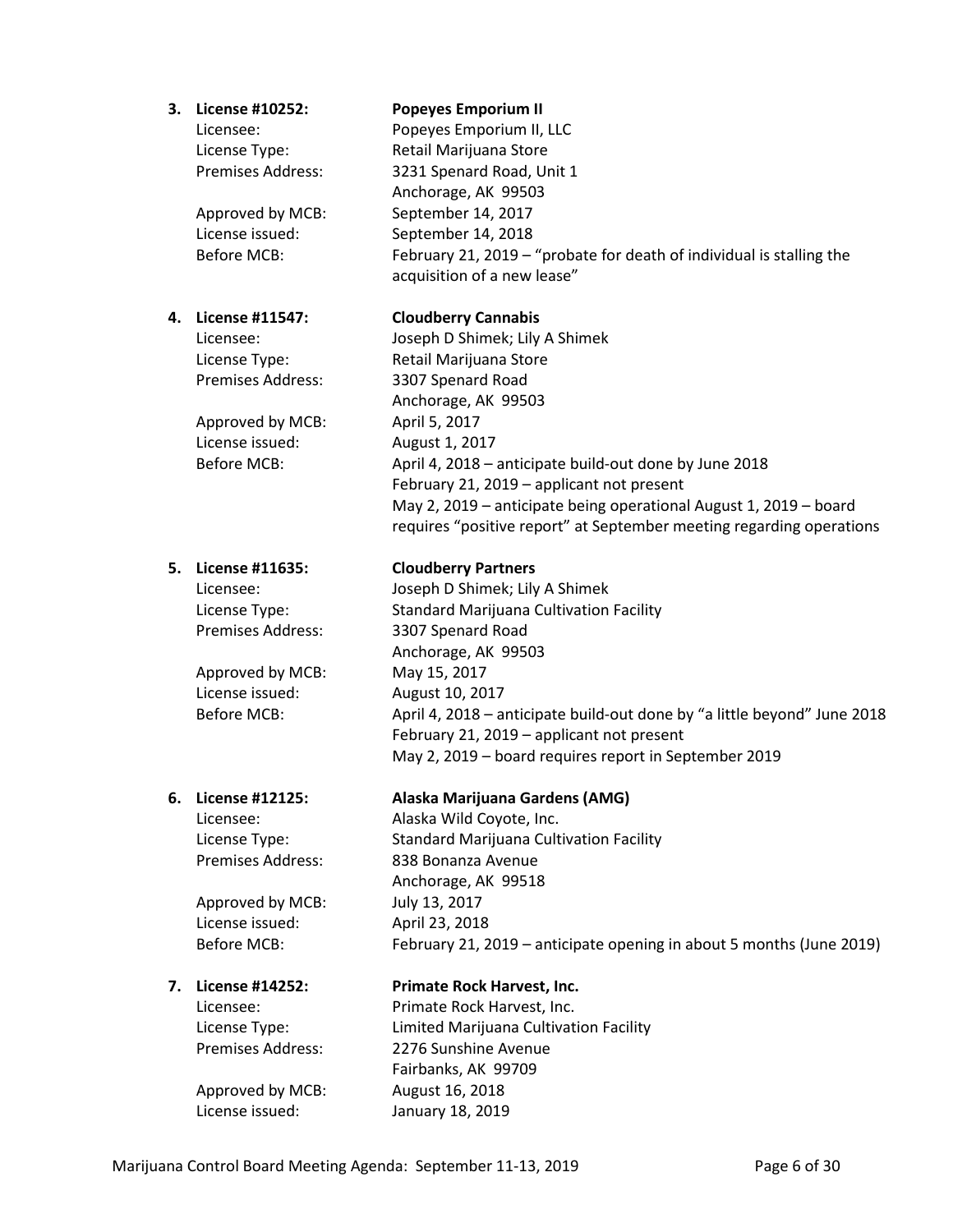3. **License #10252:** **Popeyes Emporium II**

   Licensee: Popeyes Emporium II, LLC
   License Type: Retail Marijuana Store
   Premises Address: 3231 Spenard Road, Unit 1
   Anchorage, AK 99503
   Approved by MCB: September 14, 2017
   License issued: September 14, 2018
   Before MCB: February 21, 2019 – "probate for death of individual is stalling the acquisition of a new lease"

4. **License #11547:** **Cloudberry Cannabis**

   Licensee: Joseph D Shimek; Lily A Shimek
   License Type: Retail Marijuana Store
   Premises Address: 3307 Spenard Road
   Anchorage, AK 99503
   Approved by MCB: April 5, 2017
   License issued: August 1, 2017
   Before MCB: April 4, 2018 – anticipate build-out done by June 2018
   February 21, 2019 – applicant not present
   May 2, 2019 – anticipate being operational August 1, 2019 – board requires "positive report" at September meeting regarding operations

5. **License #11635:** **Cloudberry Partners**

   Licensee: Joseph D Shimek; Lily A Shimek
   License Type: Standard Marijuana Cultivation Facility
   Premises Address: 3307 Spenard Road
   Anchorage, AK 99503
   Approved by MCB: May 15, 2017
   License issued: August 10, 2017
   Before MCB: April 4, 2018 – anticipate build-out done by "a little beyond" June 2018
   February 21, 2019 – applicant not present
   May 2, 2019 – board requires report in September 2019

6. **License #12125:** **Alaska Marijuana Gardens (AMG)**

   Licensee: Alaska Wild Coyote, Inc.
   License Type: Standard Marijuana Cultivation Facility
   Premises Address: 838 Bonanza Avenue
   Anchorage, AK 99518
   Approved by MCB: July 13, 2017
   License issued: April 23, 2018
   Before MCB: February 21, 2019 – anticipate opening in about 5 months (June 2019)

7. **License #14252:** **Primate Rock Harvest, Inc.**

   Licensee: Primate Rock Harvest, Inc.
   License Type: Limited Marijuana Cultivation Facility
   Premises Address: 2276 Sunshine Avenue
   Fairbanks, AK 99709
   Approved by MCB: August 16, 2018
   License issued: January 18, 2019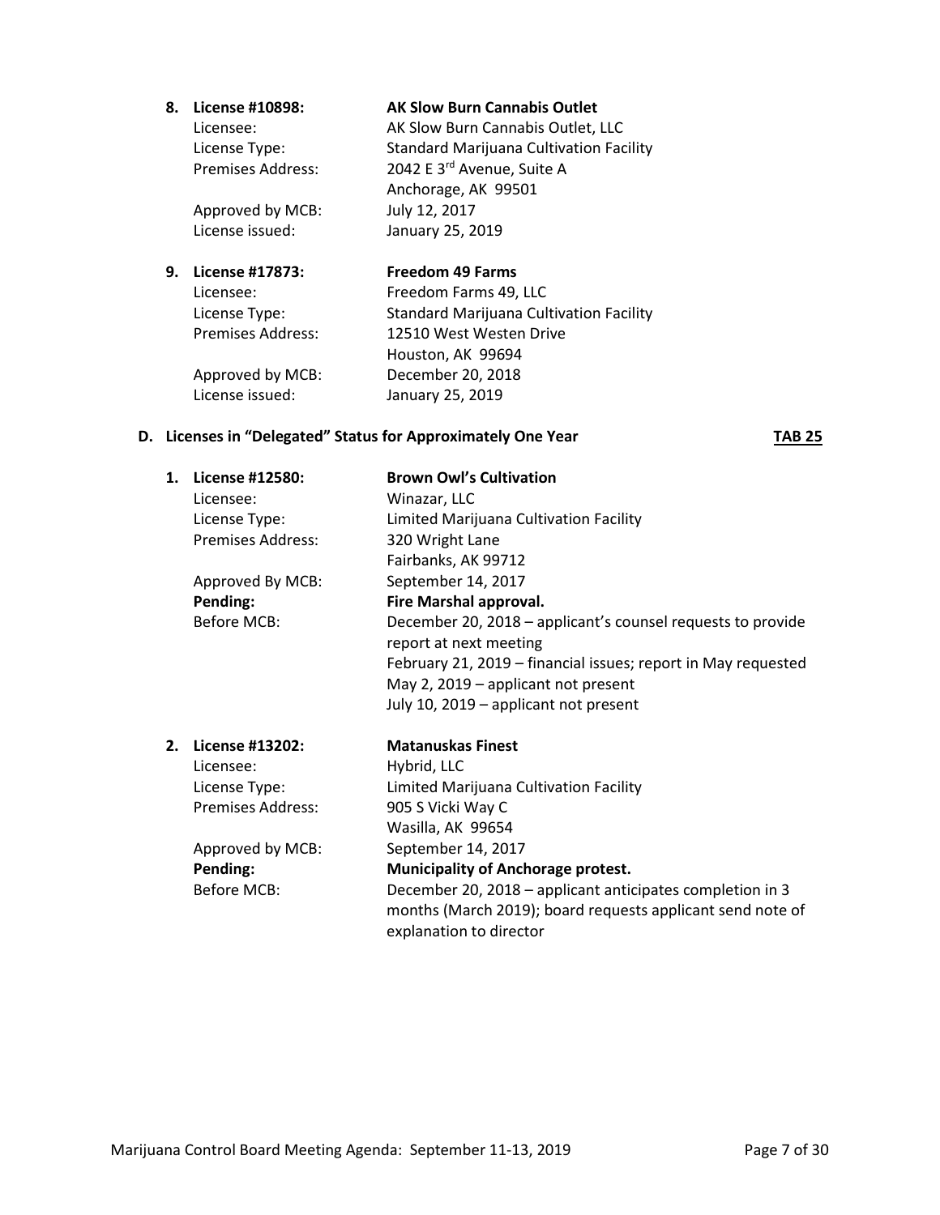8. **License #10898:** **AK Slow Burn Cannabis Outlet**
   Licensee: AK Slow Burn Cannabis Outlet, LLC
   License Type: Standard Marijuana Cultivation Facility
   Premises Address: 2042 E 3rd Avenue, Suite A
   Anchorage, AK 99501
   Approved by MCB: July 12, 2017
   License issued: January 25, 2019

9. **License #17873:** **Freedom 49 Farms**
   Licensee: Freedom Farms 49, LLC
   License Type: Standard Marijuana Cultivation Facility
   Premises Address: 12510 West Westen Drive
   Houston, AK 99694
   Approved by MCB: December 20, 2018
   License issued: January 25, 2019

### D. Licenses in "Delegated" Status for Approximately One Year **TAB 25**

1. **License #12580:** **Brown Owl's Cultivation**
   Licensee: Winazar, LLC
   License Type: Limited Marijuana Cultivation Facility
   Premises Address: 320 Wright Lane
   Fairbanks, AK 99712
   Approved By MCB: September 14, 2017
   **Pending:** **Fire Marshal approval.**
   Before MCB: December 20, 2018 – applicant's counsel requests to provide report at next meeting
   February 21, 2019 – financial issues; report in May requested
   May 2, 2019 – applicant not present
   July 10, 2019 – applicant not present

2. **License #13202:** **Matanuskas Finest**
   Licensee: Hybrid, LLC
   License Type: Limited Marijuana Cultivation Facility
   Premises Address: 905 S Vicki Way C
   Wasilla, AK 99654
   Approved by MCB: September 14, 2017
   **Pending:** **Municipality of Anchorage protest.**
   Before MCB: December 20, 2018 – applicant anticipates completion in 3 months (March 2019); board requests applicant send note of explanation to director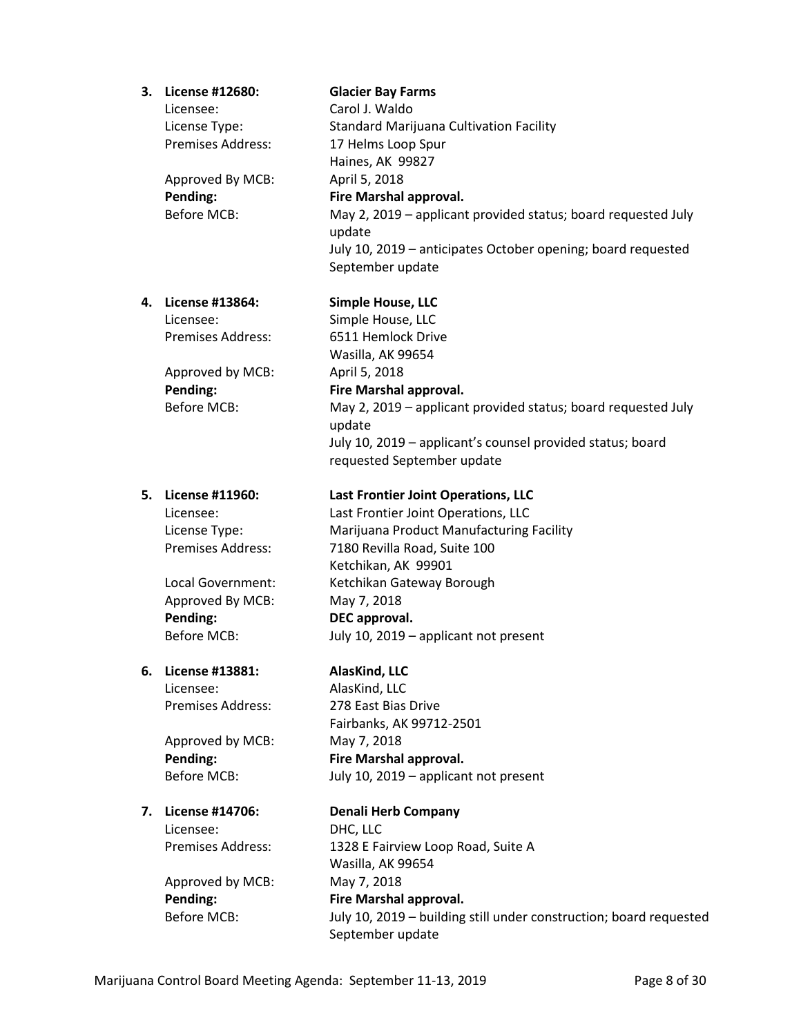3. **License #12680:** **Glacier Bay Farms**

   Licensee: Carol J. Waldo
   License Type: Standard Marijuana Cultivation Facility
   Premises Address: 17 Helms Loop Spur
   Haines, AK 99827

   Approved By MCB: April 5, 2018
   **Pending:** **Fire Marshal approval.**
   Before MCB: May 2, 2019 – applicant provided status; board requested July update
   July 10, 2019 – anticipates October opening; board requested September update

4. **License #13864:** **Simple House, LLC**

   Licensee: Simple House, LLC
   Premises Address: 6511 Hemlock Drive
   Wasilla, AK 99654

   Approved by MCB: April 5, 2018
   **Pending:** **Fire Marshal approval.**
   Before MCB: May 2, 2019 – applicant provided status; board requested July update
   July 10, 2019 – applicant's counsel provided status; board requested September update

5. **License #11960:** **Last Frontier Joint Operations, LLC**

   Licensee: Last Frontier Joint Operations, LLC
   License Type: Marijuana Product Manufacturing Facility
   Premises Address: 7180 Revilla Road, Suite 100
   Ketchikan, AK 99901

   Local Government: Ketchikan Gateway Borough
   Approved By MCB: May 7, 2018
   **Pending:** **DEC approval.**
   Before MCB: July 10, 2019 – applicant not present

6. **License #13881:** **AlasKind, LLC**

   Licensee: AlasKind, LLC
   Premises Address: 278 East Bias Drive
   Fairbanks, AK 99712-2501

   Approved by MCB: May 7, 2018
   **Pending:** **Fire Marshal approval.**
   Before MCB: July 10, 2019 – applicant not present

7. **License #14706:** **Denali Herb Company**

   Licensee: DHC, LLC
   Premises Address: 1328 E Fairview Loop Road, Suite A
   Wasilla, AK 99654

   Approved by MCB: May 7, 2018
   **Pending:** **Fire Marshal approval.**
   Before MCB: July 10, 2019 – building still under construction; board requested September update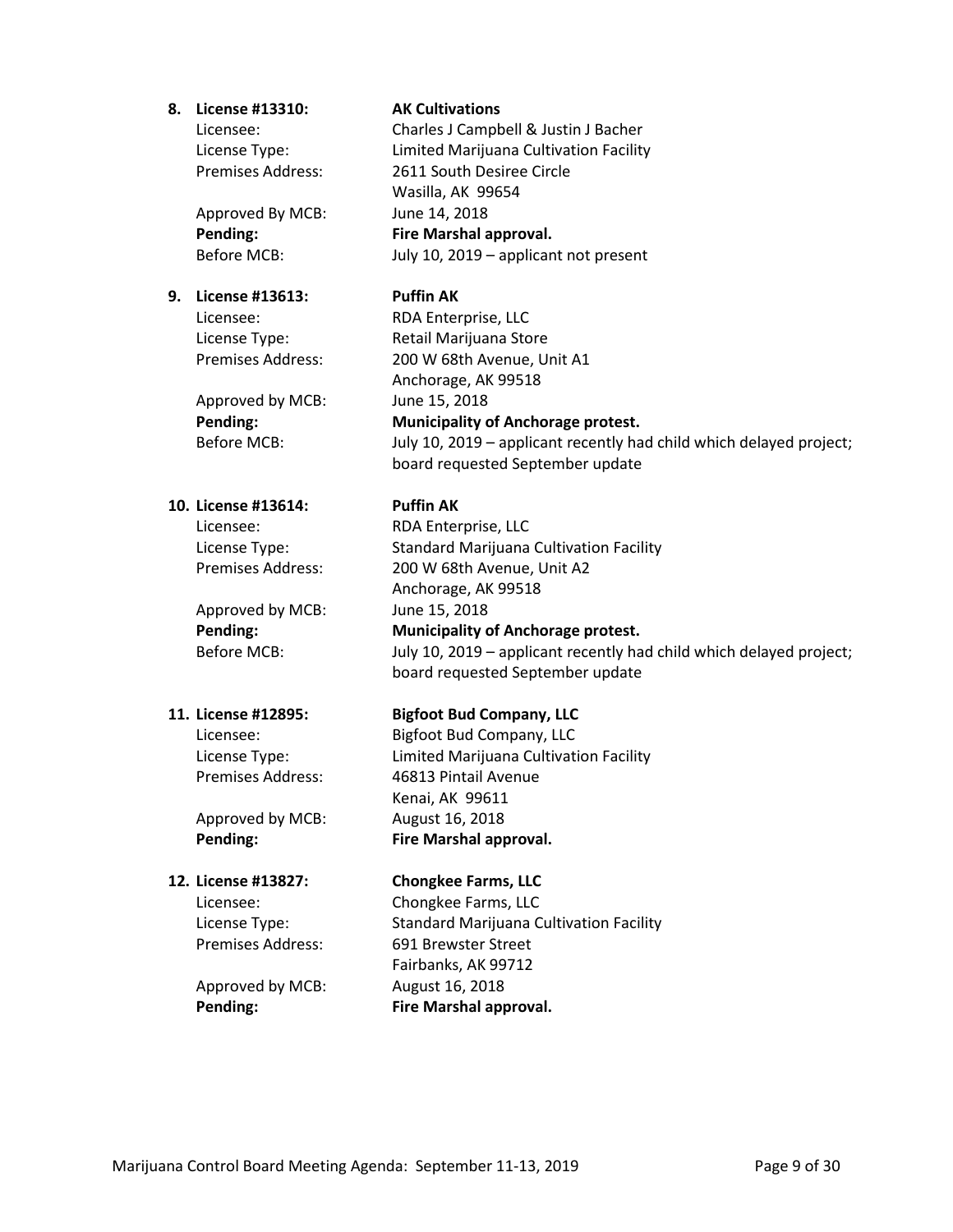8. **License #13310:** **AK Cultivations**
   Licensee: Charles J Campbell & Justin J Bacher
   License Type: Limited Marijuana Cultivation Facility
   Premises Address: 2611 South Desiree Circle
   Wasilla, AK 99654
   Approved By MCB: June 14, 2018
   **Pending:** **Fire Marshal approval.**
   Before MCB: July 10, 2019 – applicant not present

9. **License #13613:** **Puffin AK**
   Licensee: RDA Enterprise, LLC
   License Type: Retail Marijuana Store
   Premises Address: 200 W 68th Avenue, Unit A1
   Anchorage, AK 99518
   Approved by MCB: June 15, 2018
   **Pending:** **Municipality of Anchorage protest.**
   Before MCB: July 10, 2019 – applicant recently had child which delayed project; board requested September update

10. **License #13614:** **Puffin AK**
    Licensee: RDA Enterprise, LLC
    License Type: Standard Marijuana Cultivation Facility
    Premises Address: 200 W 68th Avenue, Unit A2
    Anchorage, AK 99518
    Approved by MCB: June 15, 2018
    **Pending:** **Municipality of Anchorage protest.**
    Before MCB: July 10, 2019 – applicant recently had child which delayed project; board requested September update

11. **License #12895:** **Bigfoot Bud Company, LLC**
    Licensee: Bigfoot Bud Company, LLC
    License Type: Limited Marijuana Cultivation Facility
    Premises Address: 46813 Pintail Avenue
    Kenai, AK 99611
    Approved by MCB: August 16, 2018
    **Pending:** **Fire Marshal approval.**

12. **License #13827:** **Chongkee Farms, LLC**
    Licensee: Chongkee Farms, LLC
    License Type: Standard Marijuana Cultivation Facility
    Premises Address: 691 Brewster Street
    Fairbanks, AK 99712
    Approved by MCB: August 16, 2018
    **Pending:** **Fire Marshal approval.**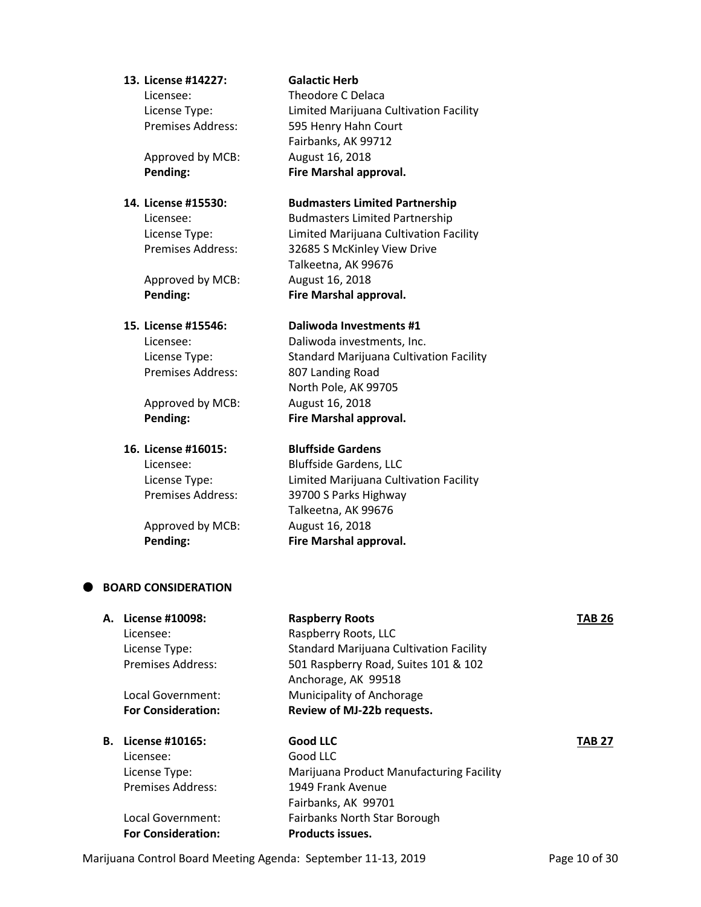13. **License #14227: Galactic Herb**

    Licensee: Theodore C Delaca
    License Type: Limited Marijuana Cultivation Facility
    Premises Address: 595 Henry Hahn Court
    Fairbanks, AK 99712
    Approved by MCB: August 16, 2018
    **Pending: Fire Marshal approval.**

14. **License #15530: Budmasters Limited Partnership**

    Licensee: Budmasters Limited Partnership
    License Type: Limited Marijuana Cultivation Facility
    Premises Address: 32685 S McKinley View Drive
    Talkeetna, AK 99676
    Approved by MCB: August 16, 2018
    **Pending: Fire Marshal approval.**

15. **License #15546: Daliwoda Investments #1**

    Licensee: Daliwoda investments, Inc.
    License Type: Standard Marijuana Cultivation Facility
    Premises Address: 807 Landing Road
    North Pole, AK 99705
    Approved by MCB: August 16, 2018
    **Pending: Fire Marshal approval.**

16. **License #16015: Bluffside Gardens**

    Licensee: Bluffside Gardens, LLC
    License Type: Limited Marijuana Cultivation Facility
    Premises Address: 39700 S Parks Highway
    Talkeetna, AK 99676
    Approved by MCB: August 16, 2018
    **Pending: Fire Marshal approval.**

- **BOARD CONSIDERATION**

A. **License #10098: Raspberry Roots** **TAB 26**

   Licensee: Raspberry Roots, LLC
   License Type: Standard Marijuana Cultivation Facility
   Premises Address: 501 Raspberry Road, Suites 101 & 102
   Anchorage, AK 99518
   Local Government: Municipality of Anchorage
   **For Consideration: Review of MJ-22b requests.**

B. **License #10165: Good LLC** **TAB 27**

   Licensee: Good LLC
   License Type: Marijuana Product Manufacturing Facility
   Premises Address: 1949 Frank Avenue
   Fairbanks, AK 99701
   Local Government: Fairbanks North Star Borough
   **For Consideration: Products issues.**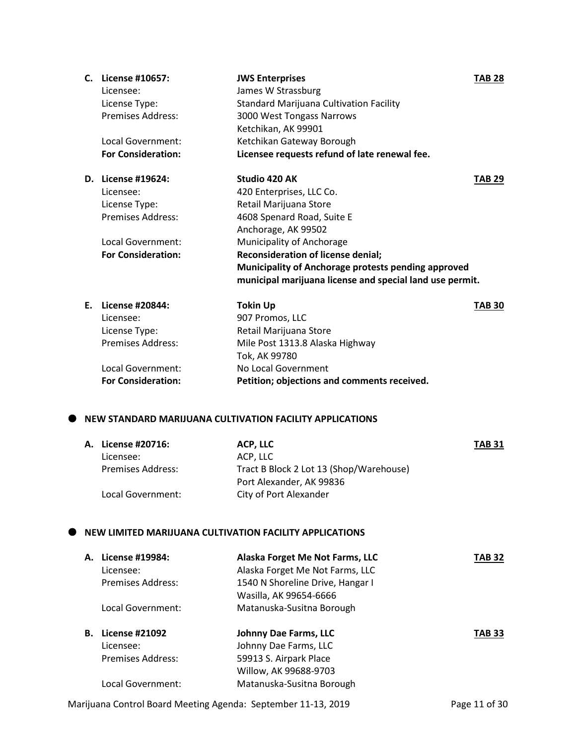**C. License #10657:** **JWS Enterprises** **TAB 28**

Licensee: James W Strassburg
License Type: Standard Marijuana Cultivation Facility
Premises Address: 3000 West Tongass Narrows
Ketchikan, AK 99901
Local Government: Ketchikan Gateway Borough
**For Consideration:** **Licensee requests refund of late renewal fee.**

**D. License #19624:** **Studio 420 AK** **TAB 29**

Licensee: 420 Enterprises, LLC Co.
License Type: Retail Marijuana Store
Premises Address: 4608 Spenard Road, Suite E
Anchorage, AK 99502
Local Government: Municipality of Anchorage
**For Consideration:** **Reconsideration of license denial;**
**Municipality of Anchorage protests pending approved municipal marijuana license and special land use permit.**

**E. License #20844:** **Tokin Up** **TAB 30**

Licensee: 907 Promos, LLC
License Type: Retail Marijuana Store
Premises Address: Mile Post 1313.8 Alaska Highway
Tok, AK 99780
Local Government: No Local Government
**For Consideration:** **Petition; objections and comments received.**

- **NEW STANDARD MARIJUANA CULTIVATION FACILITY APPLICATIONS**

**A. License #20716:** **ACP, LLC** **TAB 31**

Licensee: ACP, LLC
Premises Address: Tract B Block 2 Lot 13 (Shop/Warehouse)
Port Alexander, AK 99836
Local Government: City of Port Alexander

- **NEW LIMITED MARIJUANA CULTIVATION FACILITY APPLICATIONS**

**A. License #19984:** **Alaska Forget Me Not Farms, LLC** **TAB 32**

Licensee: Alaska Forget Me Not Farms, LLC
Premises Address: 1540 N Shoreline Drive, Hangar I
Wasilla, AK 99654-6666
Local Government: Matanuska-Susitna Borough

**B. License #21092** **Johnny Dae Farms, LLC** **TAB 33**

Licensee: Johnny Dae Farms, LLC
Premises Address: 59913 S. Airpark Place
Willow, AK 99688-9703
Local Government: Matanuska-Susitna Borough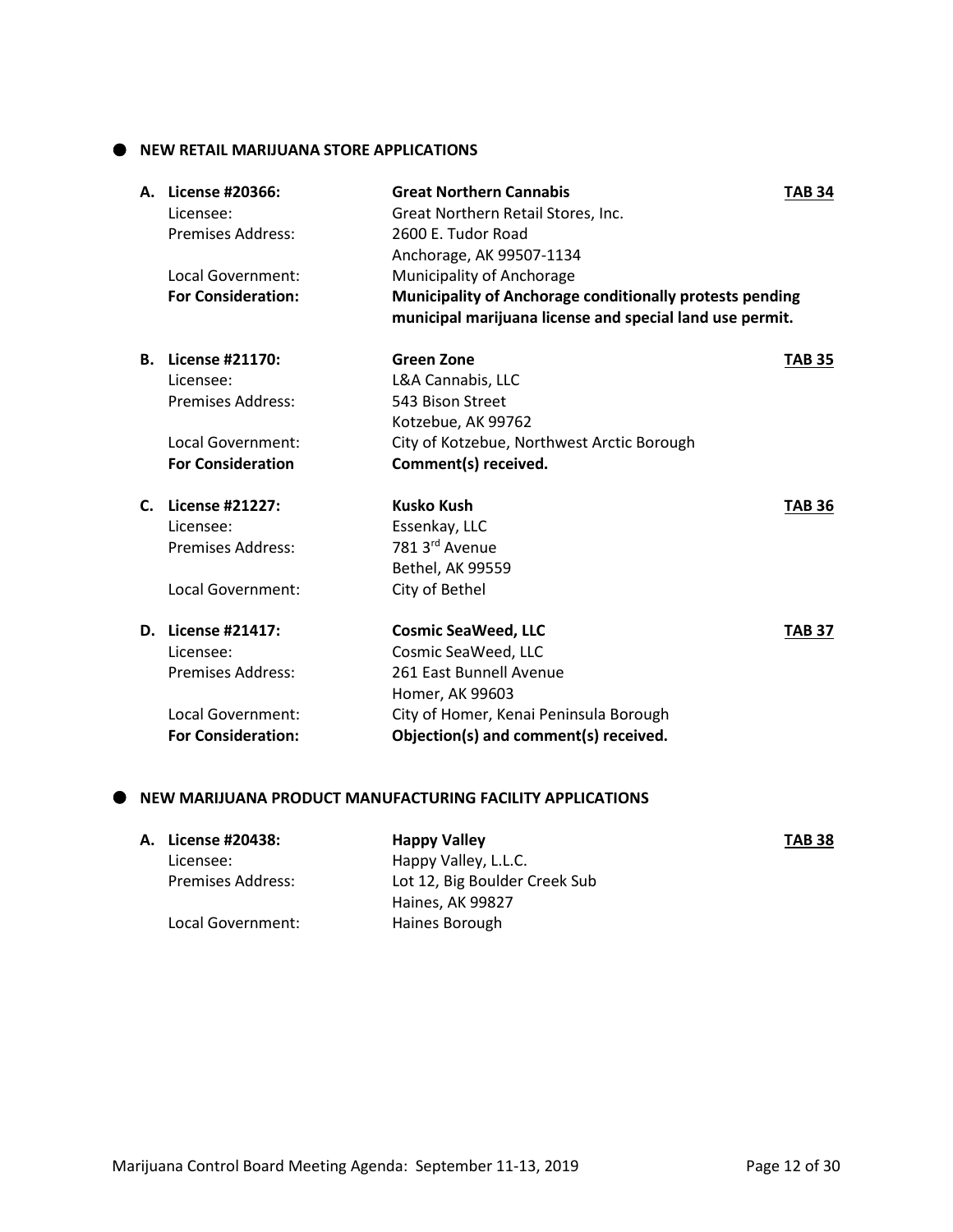## NEW RETAIL MARIJUANA STORE APPLICATIONS

**A. License #20366:** **Great Northern Cannabis** **TAB 34**
Licensee: Great Northern Retail Stores, Inc.
Premises Address: 2600 E. Tudor Road
Anchorage, AK 99507-1134
Local Government: Municipality of Anchorage
**For Consideration:** **Municipality of Anchorage conditionally protests pending municipal marijuana license and special land use permit.**

**B. License #21170:** **Green Zone** **TAB 35**
Licensee: L&A Cannabis, LLC
Premises Address: 543 Bison Street
Kotzebue, AK 99762
Local Government: City of Kotzebue, Northwest Arctic Borough
**For Consideration** **Comment(s) received.**

**C. License #21227:** **Kusko Kush** **TAB 36**
Licensee: Essenkay, LLC
Premises Address: 781 3rd Avenue
Bethel, AK 99559
Local Government: City of Bethel

**D. License #21417:** **Cosmic SeaWeed, LLC** **TAB 37**
Licensee: Cosmic SeaWeed, LLC
Premises Address: 261 East Bunnell Avenue
Homer, AK 99603
Local Government: City of Homer, Kenai Peninsula Borough
**For Consideration:** **Objection(s) and comment(s) received.**

## NEW MARIJUANA PRODUCT MANUFACTURING FACILITY APPLICATIONS

**A. License #20438:** **Happy Valley** **TAB 38**
Licensee: Happy Valley, L.L.C.
Premises Address: Lot 12, Big Boulder Creek Sub
Haines, AK 99827
Local Government: Haines Borough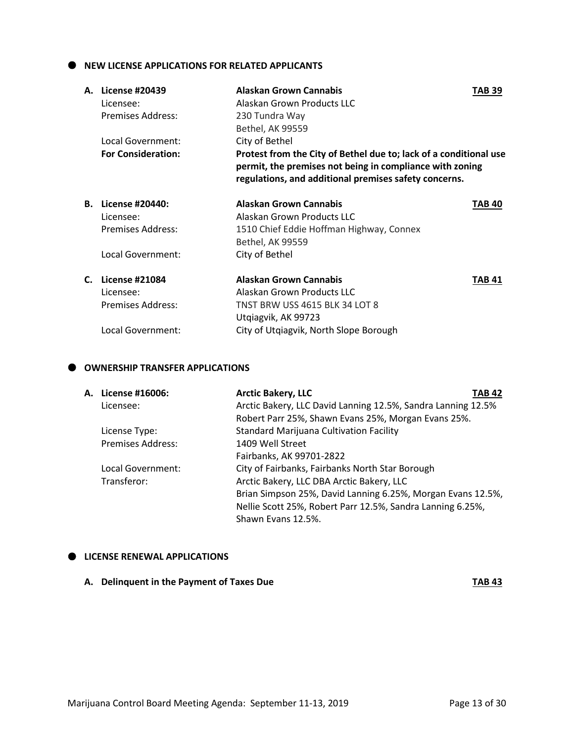## NEW LICENSE APPLICATIONS FOR RELATED APPLICANTS

**A. License #20439** — **Alaskan Grown Cannabis** — **TAB 39**

| | |
|---|---|
| Licensee: | Alaskan Grown Products LLC |
| Premises Address: | 230 Tundra Way<br>Bethel, AK 99559 |
| Local Government: | City of Bethel |
| **For Consideration:** | **Protest from the City of Bethel due to; lack of a conditional use permit, the premises not being in compliance with zoning regulations, and additional premises safety concerns.** |

**B. License #20440:** — **Alaskan Grown Cannabis** — **TAB 40**

| | |
|---|---|
| Licensee: | Alaskan Grown Products LLC |
| Premises Address: | 1510 Chief Eddie Hoffman Highway, Connex<br>Bethel, AK 99559 |
| Local Government: | City of Bethel |

**C. License #21084** — **Alaskan Grown Cannabis** — **TAB 41**

| | |
|---|---|
| Licensee: | Alaskan Grown Products LLC |
| Premises Address: | TNST BRW USS 4615 BLK 34 LOT 8<br>Utqiagvik, AK 99723 |
| Local Government: | City of Utqiagvik, North Slope Borough |

## OWNERSHIP TRANSFER APPLICATIONS

**A. License #16006:** — **Arctic Bakery, LLC** — **TAB 42**

| | |
|---|---|
| Licensee: | Arctic Bakery, LLC David Lanning 12.5%, Sandra Lanning 12.5% Robert Parr 25%, Shawn Evans 25%, Morgan Evans 25%. |
| License Type: | Standard Marijuana Cultivation Facility |
| Premises Address: | 1409 Well Street<br>Fairbanks, AK 99701-2822 |
| Local Government: | City of Fairbanks, Fairbanks North Star Borough |
| Transferor: | Arctic Bakery, LLC DBA Arctic Bakery, LLC<br>Brian Simpson 25%, David Lanning 6.25%, Morgan Evans 12.5%, Nellie Scott 25%, Robert Parr 12.5%, Sandra Lanning 6.25%, Shawn Evans 12.5%. |

## LICENSE RENEWAL APPLICATIONS

**A. Delinquent in the Payment of Taxes Due** — **TAB 43**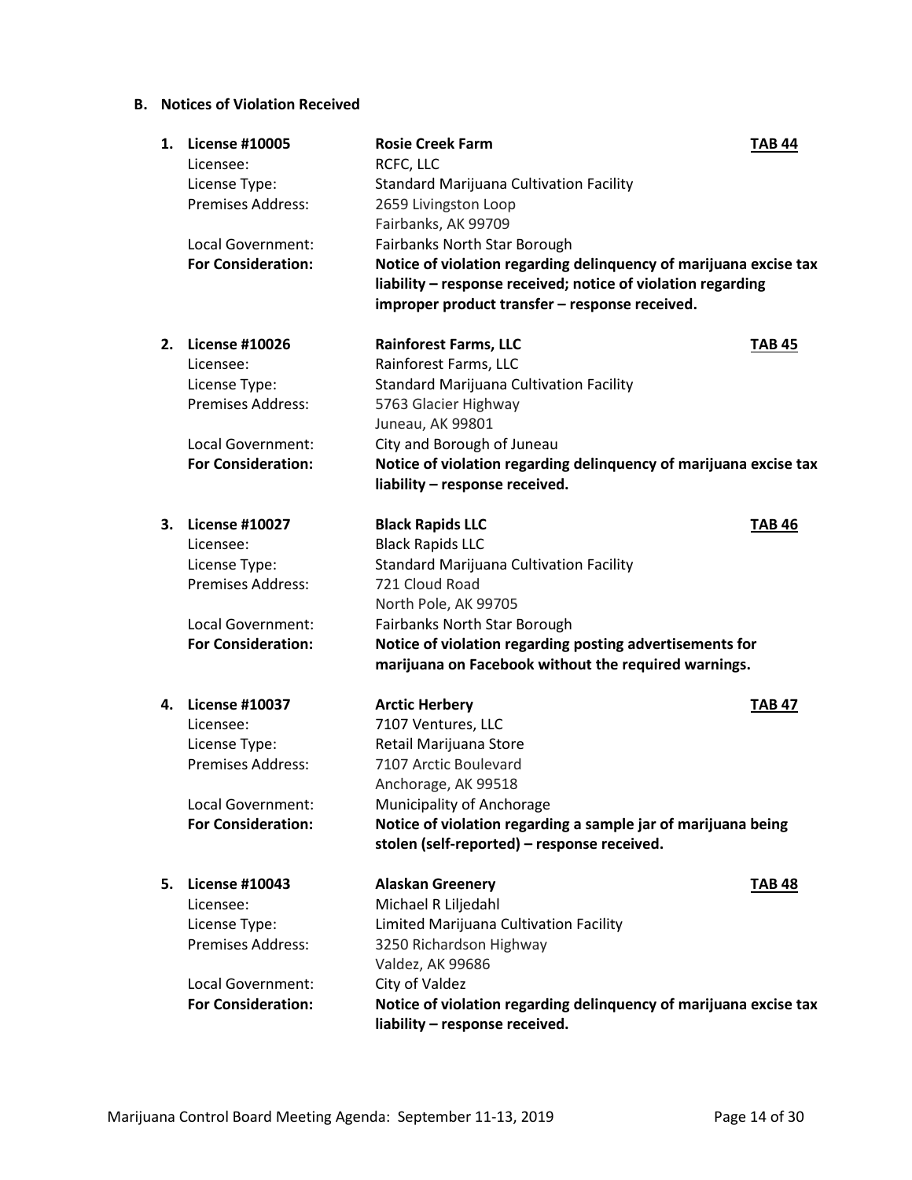## B. Notices of Violation Received

1. **License #10005** — **Rosie Creek Farm** — **TAB 44**

   Licensee: RCFC, LLC
   License Type: Standard Marijuana Cultivation Facility
   Premises Address: 2659 Livingston Loop
   Fairbanks, AK 99709
   Local Government: Fairbanks North Star Borough
   **For Consideration:** **Notice of violation regarding delinquency of marijuana excise tax liability – response received; notice of violation regarding improper product transfer – response received.**

2. **License #10026** — **Rainforest Farms, LLC** — **TAB 45**

   Licensee: Rainforest Farms, LLC
   License Type: Standard Marijuana Cultivation Facility
   Premises Address: 5763 Glacier Highway
   Juneau, AK 99801
   Local Government: City and Borough of Juneau
   **For Consideration:** **Notice of violation regarding delinquency of marijuana excise tax liability – response received.**

3. **License #10027** — **Black Rapids LLC** — **TAB 46**

   Licensee: Black Rapids LLC
   License Type: Standard Marijuana Cultivation Facility
   Premises Address: 721 Cloud Road
   North Pole, AK 99705
   Local Government: Fairbanks North Star Borough
   **For Consideration:** **Notice of violation regarding posting advertisements for marijuana on Facebook without the required warnings.**

4. **License #10037** — **Arctic Herbery** — **TAB 47**

   Licensee: 7107 Ventures, LLC
   License Type: Retail Marijuana Store
   Premises Address: 7107 Arctic Boulevard
   Anchorage, AK 99518
   Local Government: Municipality of Anchorage
   **For Consideration:** **Notice of violation regarding a sample jar of marijuana being stolen (self-reported) – response received.**

5. **License #10043** — **Alaskan Greenery** — **TAB 48**

   Licensee: Michael R Liljedahl
   License Type: Limited Marijuana Cultivation Facility
   Premises Address: 3250 Richardson Highway
   Valdez, AK 99686
   Local Government: City of Valdez
   **For Consideration:** **Notice of violation regarding delinquency of marijuana excise tax liability – response received.**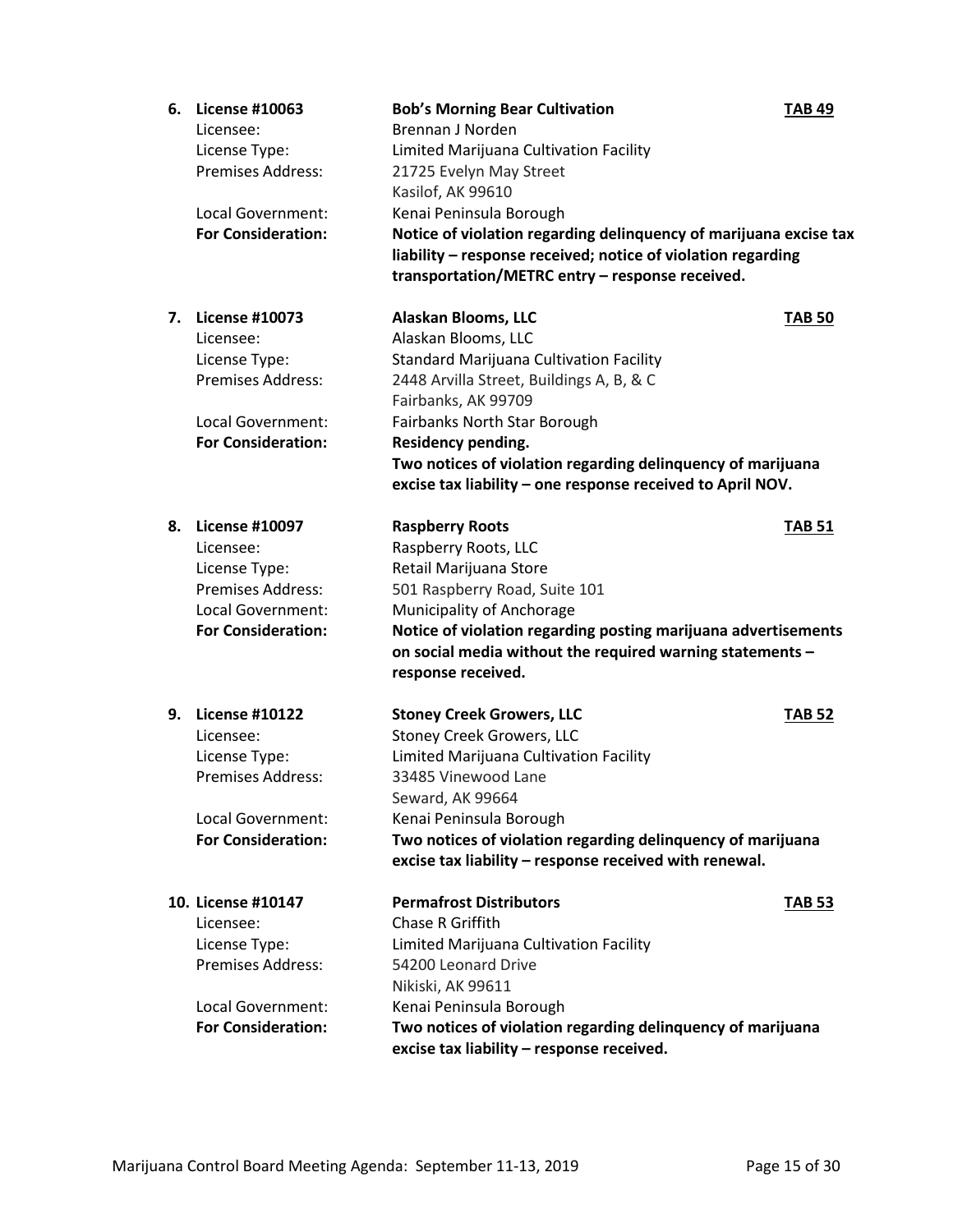6. **License #10063** — **Bob's Morning Bear Cultivation** — **TAB 49**

   Licensee: Brennan J Norden
   License Type: Limited Marijuana Cultivation Facility
   Premises Address: 21725 Evelyn May Street
   Kasilof, AK 99610
   Local Government: Kenai Peninsula Borough
   **For Consideration:** **Notice of violation regarding delinquency of marijuana excise tax liability – response received; notice of violation regarding transportation/METRC entry – response received.**

7. **License #10073** — **Alaskan Blooms, LLC** — **TAB 50**

   Licensee: Alaskan Blooms, LLC
   License Type: Standard Marijuana Cultivation Facility
   Premises Address: 2448 Arvilla Street, Buildings A, B, & C
   Fairbanks, AK 99709
   Local Government: Fairbanks North Star Borough
   **For Consideration:** **Residency pending.**
   **Two notices of violation regarding delinquency of marijuana excise tax liability – one response received to April NOV.**

8. **License #10097** — **Raspberry Roots** — **TAB 51**

   Licensee: Raspberry Roots, LLC
   License Type: Retail Marijuana Store
   Premises Address: 501 Raspberry Road, Suite 101
   Local Government: Municipality of Anchorage
   **For Consideration:** **Notice of violation regarding posting marijuana advertisements on social media without the required warning statements – response received.**

9. **License #10122** — **Stoney Creek Growers, LLC** — **TAB 52**

   Licensee: Stoney Creek Growers, LLC
   License Type: Limited Marijuana Cultivation Facility
   Premises Address: 33485 Vinewood Lane
   Seward, AK 99664
   Local Government: Kenai Peninsula Borough
   **For Consideration:** **Two notices of violation regarding delinquency of marijuana excise tax liability – response received with renewal.**

10. **License #10147** — **Permafrost Distributors** — **TAB 53**

    Licensee: Chase R Griffith
    License Type: Limited Marijuana Cultivation Facility
    Premises Address: 54200 Leonard Drive
    Nikiski, AK 99611
    Local Government: Kenai Peninsula Borough
    **For Consideration:** **Two notices of violation regarding delinquency of marijuana excise tax liability – response received.**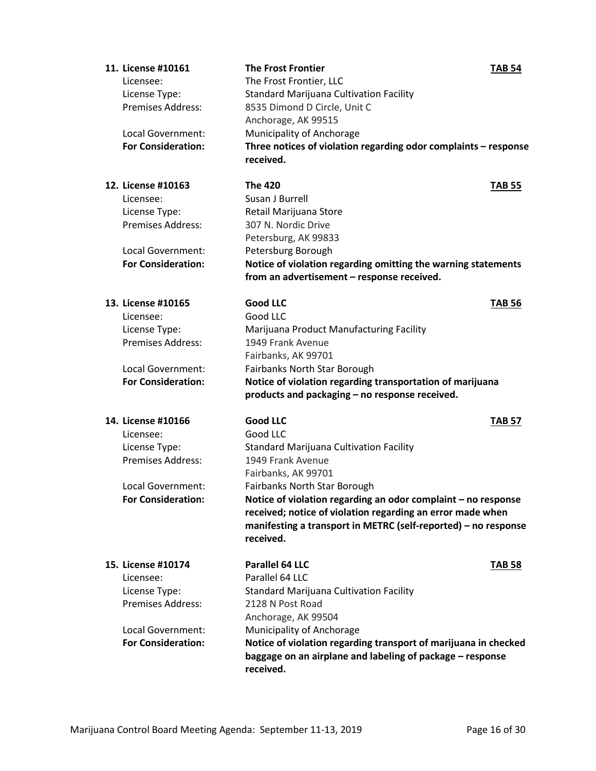**11. License #10161** **The Frost Frontier** **TAB 54**

Licensee: The Frost Frontier, LLC
License Type: Standard Marijuana Cultivation Facility
Premises Address: 8535 Dimond D Circle, Unit C
Anchorage, AK 99515
Local Government: Municipality of Anchorage
**For Consideration:** **Three notices of violation regarding odor complaints – response received.**

**12. License #10163** **The 420** **TAB 55**

Licensee: Susan J Burrell
License Type: Retail Marijuana Store
Premises Address: 307 N. Nordic Drive
Petersburg, AK 99833
Local Government: Petersburg Borough
**For Consideration:** **Notice of violation regarding omitting the warning statements from an advertisement – response received.**

**13. License #10165** **Good LLC** **TAB 56**

Licensee: Good LLC
License Type: Marijuana Product Manufacturing Facility
Premises Address: 1949 Frank Avenue
Fairbanks, AK 99701
Local Government: Fairbanks North Star Borough
**For Consideration:** **Notice of violation regarding transportation of marijuana products and packaging – no response received.**

**14. License #10166** **Good LLC** **TAB 57**

Licensee: Good LLC
License Type: Standard Marijuana Cultivation Facility
Premises Address: 1949 Frank Avenue
Fairbanks, AK 99701
Local Government: Fairbanks North Star Borough
**For Consideration:** **Notice of violation regarding an odor complaint – no response received; notice of violation regarding an error made when manifesting a transport in METRC (self-reported) – no response received.**

**15. License #10174** **Parallel 64 LLC** **TAB 58**

Licensee: Parallel 64 LLC
License Type: Standard Marijuana Cultivation Facility
Premises Address: 2128 N Post Road
Anchorage, AK 99504
Local Government: Municipality of Anchorage
**For Consideration:** **Notice of violation regarding transport of marijuana in checked baggage on an airplane and labeling of package – response received.**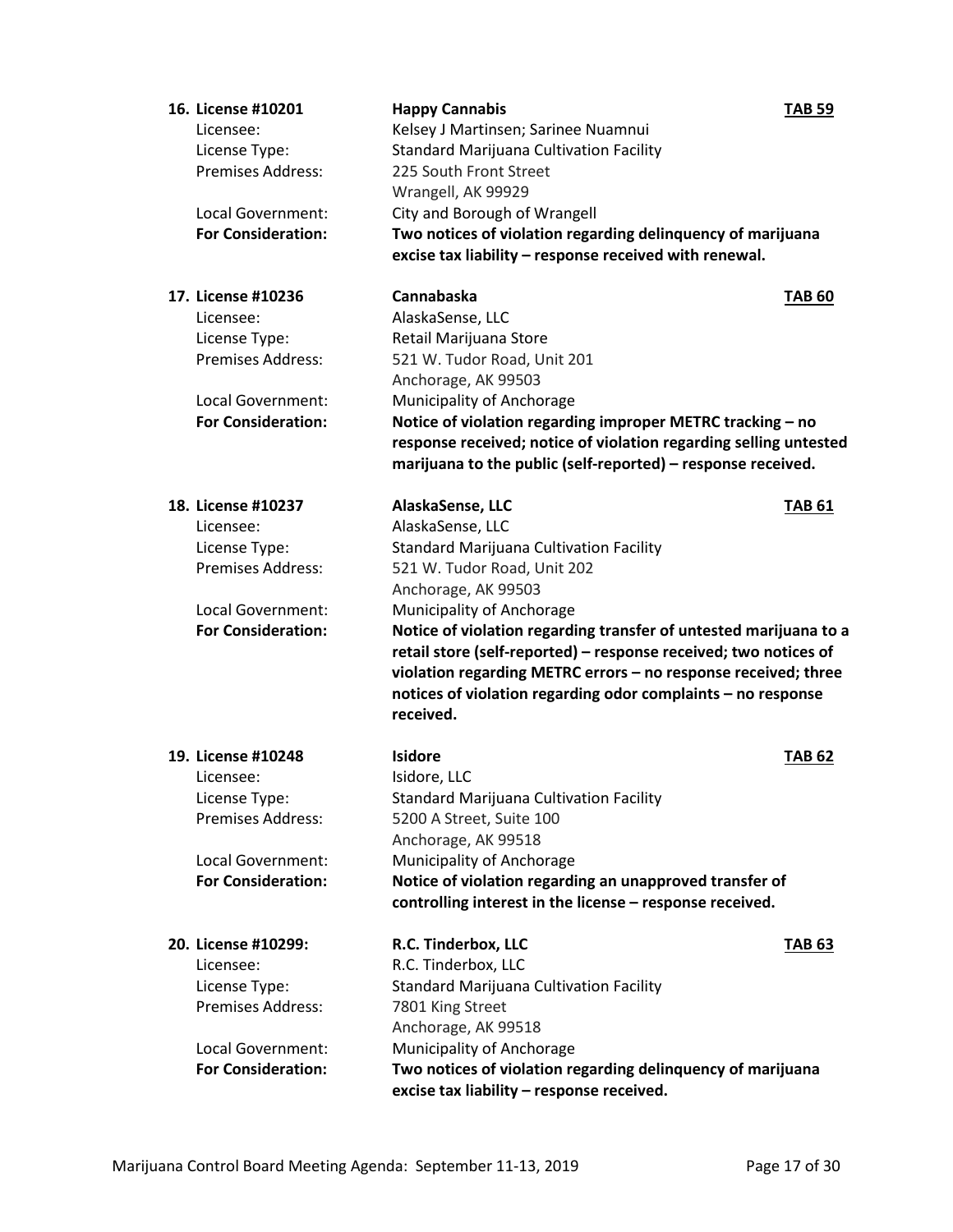**16. License #10201** **Happy Cannabis** **TAB 59**

Licensee: Kelsey J Martinsen; Sarinee Nuamnui

License Type: Standard Marijuana Cultivation Facility

Premises Address: 225 South Front Street
Wrangell, AK 99929

Local Government: City and Borough of Wrangell

**For Consideration:** **Two notices of violation regarding delinquency of marijuana excise tax liability – response received with renewal.**

**17. License #10236** **Cannabaska** **TAB 60**

Licensee: AlaskaSense, LLC

License Type: Retail Marijuana Store

Premises Address: 521 W. Tudor Road, Unit 201
Anchorage, AK 99503

Local Government: Municipality of Anchorage

**For Consideration:** **Notice of violation regarding improper METRC tracking – no response received; notice of violation regarding selling untested marijuana to the public (self-reported) – response received.**

**18. License #10237** **AlaskaSense, LLC** **TAB 61**

Licensee: AlaskaSense, LLC

License Type: Standard Marijuana Cultivation Facility

Premises Address: 521 W. Tudor Road, Unit 202
Anchorage, AK 99503

Local Government: Municipality of Anchorage

**For Consideration:** **Notice of violation regarding transfer of untested marijuana to a retail store (self-reported) – response received; two notices of violation regarding METRC errors – no response received; three notices of violation regarding odor complaints – no response received.**

**19. License #10248** **Isidore** **TAB 62**

Licensee: Isidore, LLC

License Type: Standard Marijuana Cultivation Facility

Premises Address: 5200 A Street, Suite 100
Anchorage, AK 99518

Local Government: Municipality of Anchorage

**For Consideration:** **Notice of violation regarding an unapproved transfer of controlling interest in the license – response received.**

**20. License #10299:** **R.C. Tinderbox, LLC** **TAB 63**

Licensee: R.C. Tinderbox, LLC

License Type: Standard Marijuana Cultivation Facility

Premises Address: 7801 King Street
Anchorage, AK 99518

Local Government: Municipality of Anchorage

**For Consideration:** **Two notices of violation regarding delinquency of marijuana excise tax liability – response received.**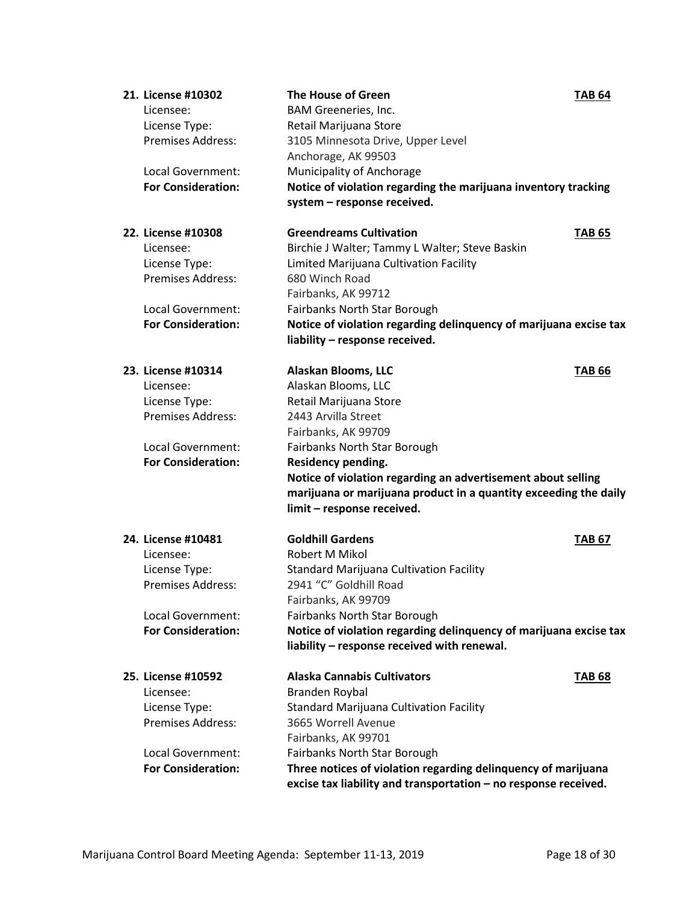**21. License #10302** | **The House of Green** | **TAB 64**

Licensee: BAM Greeneries, Inc.
License Type: Retail Marijuana Store
Premises Address: 3105 Minnesota Drive, Upper Level
Anchorage, AK 99503
Local Government: Municipality of Anchorage
**For Consideration:** **Notice of violation regarding the marijuana inventory tracking system – response received.**

**22. License #10308** | **Greendreams Cultivation** | **TAB 65**

Licensee: Birchie J Walter; Tammy L Walter; Steve Baskin
License Type: Limited Marijuana Cultivation Facility
Premises Address: 680 Winch Road
Fairbanks, AK 99712
Local Government: Fairbanks North Star Borough
**For Consideration:** **Notice of violation regarding delinquency of marijuana excise tax liability – response received.**

**23. License #10314** | **Alaskan Blooms, LLC** | **TAB 66**

Licensee: Alaskan Blooms, LLC
License Type: Retail Marijuana Store
Premises Address: 2443 Arvilla Street
Fairbanks, AK 99709
Local Government: Fairbanks North Star Borough
**For Consideration:** **Residency pending.**
**Notice of violation regarding an advertisement about selling marijuana or marijuana product in a quantity exceeding the daily limit – response received.**

**24. License #10481** | **Goldhill Gardens** | **TAB 67**

Licensee: Robert M Mikol
License Type: Standard Marijuana Cultivation Facility
Premises Address: 2941 "C" Goldhill Road
Fairbanks, AK 99709
Local Government: Fairbanks North Star Borough
**For Consideration:** **Notice of violation regarding delinquency of marijuana excise tax liability – response received with renewal.**

**25. License #10592** | **Alaska Cannabis Cultivators** | **TAB 68**

Licensee: Branden Roybal
License Type: Standard Marijuana Cultivation Facility
Premises Address: 3665 Worrell Avenue
Fairbanks, AK 99701
Local Government: Fairbanks North Star Borough
**For Consideration:** **Three notices of violation regarding delinquency of marijuana excise tax liability and transportation – no response received.**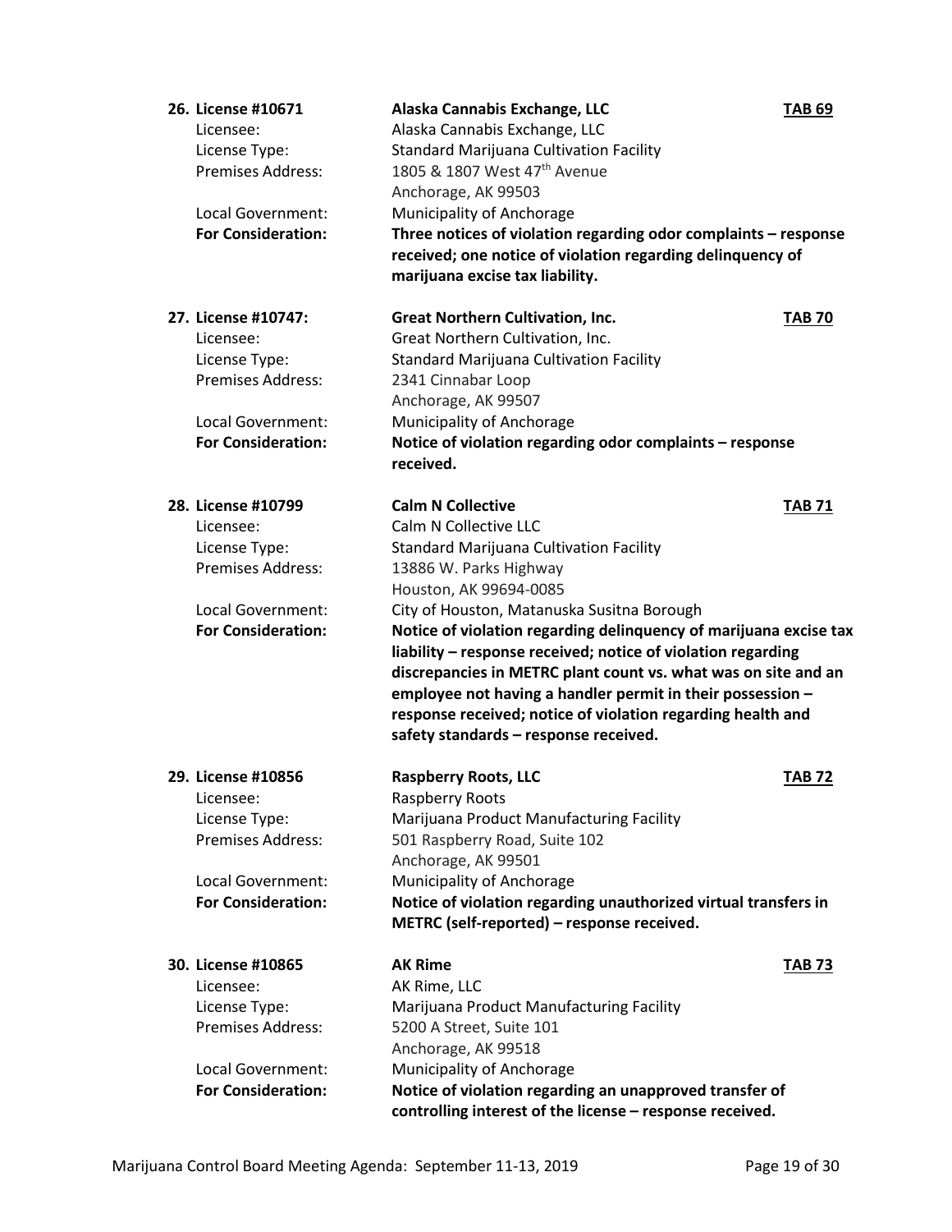**26. License #10671** — **Alaska Cannabis Exchange, LLC** — **TAB 69**

Licensee: Alaska Cannabis Exchange, LLC
License Type: Standard Marijuana Cultivation Facility
Premises Address: 1805 & 1807 West 47th Avenue
Anchorage, AK 99503
Local Government: Municipality of Anchorage
**For Consideration:** **Three notices of violation regarding odor complaints – response received; one notice of violation regarding delinquency of marijuana excise tax liability.**

**27. License #10747:** — **Great Northern Cultivation, Inc.** — **TAB 70**

Licensee: Great Northern Cultivation, Inc.
License Type: Standard Marijuana Cultivation Facility
Premises Address: 2341 Cinnabar Loop
Anchorage, AK 99507
Local Government: Municipality of Anchorage
**For Consideration:** **Notice of violation regarding odor complaints – response received.**

**28. License #10799** — **Calm N Collective** — **TAB 71**

Licensee: Calm N Collective LLC
License Type: Standard Marijuana Cultivation Facility
Premises Address: 13886 W. Parks Highway
Houston, AK 99694-0085
Local Government: City of Houston, Matanuska Susitna Borough
**For Consideration:** **Notice of violation regarding delinquency of marijuana excise tax liability – response received; notice of violation regarding discrepancies in METRC plant count vs. what was on site and an employee not having a handler permit in their possession – response received; notice of violation regarding health and safety standards – response received.**

**29. License #10856** — **Raspberry Roots, LLC** — **TAB 72**

Licensee: Raspberry Roots
License Type: Marijuana Product Manufacturing Facility
Premises Address: 501 Raspberry Road, Suite 102
Anchorage, AK 99501
Local Government: Municipality of Anchorage
**For Consideration:** **Notice of violation regarding unauthorized virtual transfers in METRC (self-reported) – response received.**

**30. License #10865** — **AK Rime** — **TAB 73**

Licensee: AK Rime, LLC
License Type: Marijuana Product Manufacturing Facility
Premises Address: 5200 A Street, Suite 101
Anchorage, AK 99518
Local Government: Municipality of Anchorage
**For Consideration:** **Notice of violation regarding an unapproved transfer of controlling interest of the license – response received.**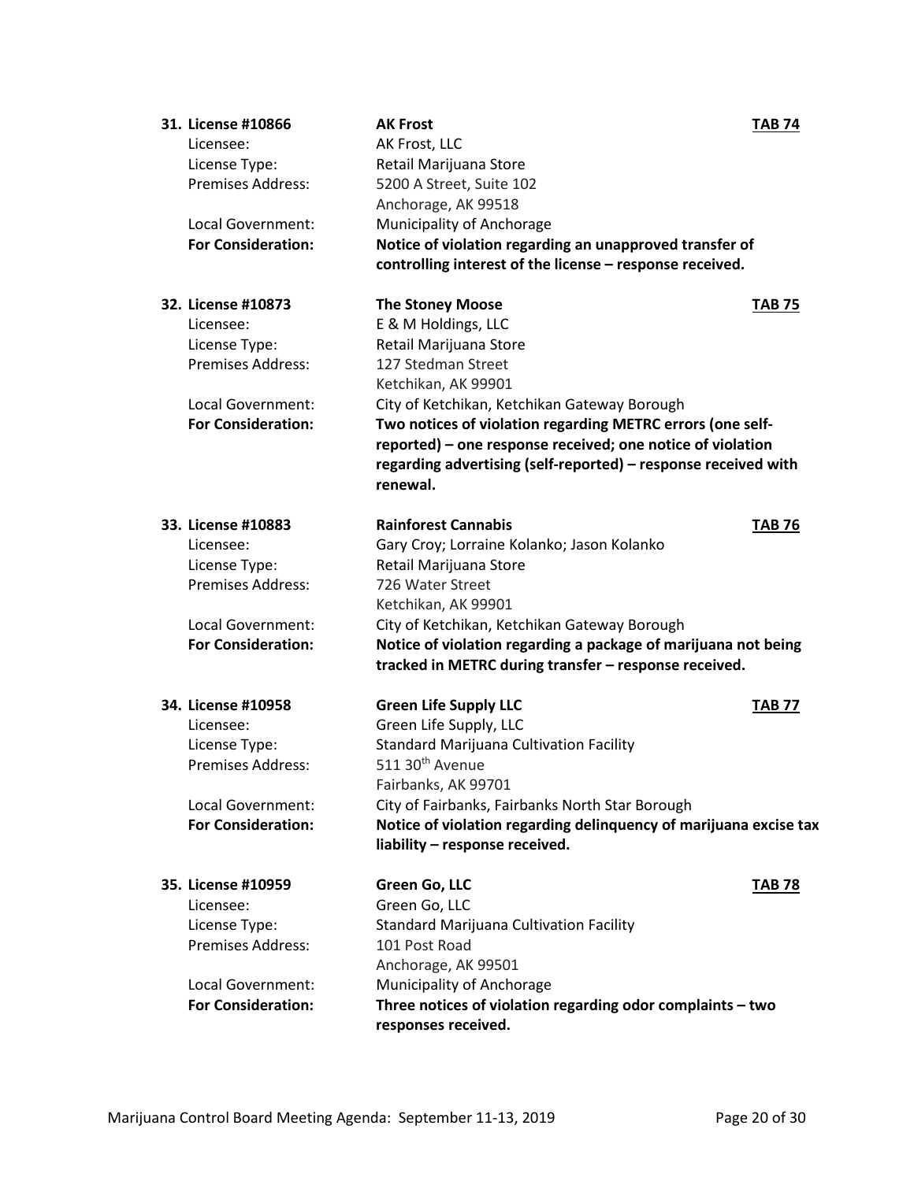**31. License #10866** **AK Frost** **TAB 74**

Licensee: AK Frost, LLC
License Type: Retail Marijuana Store
Premises Address: 5200 A Street, Suite 102
Anchorage, AK 99518
Local Government: Municipality of Anchorage
**For Consideration:** **Notice of violation regarding an unapproved transfer of controlling interest of the license – response received.**

**32. License #10873** **The Stoney Moose** **TAB 75**

Licensee: E & M Holdings, LLC
License Type: Retail Marijuana Store
Premises Address: 127 Stedman Street
Ketchikan, AK 99901
Local Government: City of Ketchikan, Ketchikan Gateway Borough
**For Consideration:** **Two notices of violation regarding METRC errors (one self-reported) – one response received; one notice of violation regarding advertising (self-reported) – response received with renewal.**

**33. License #10883** **Rainforest Cannabis** **TAB 76**

Licensee: Gary Croy; Lorraine Kolanko; Jason Kolanko
License Type: Retail Marijuana Store
Premises Address: 726 Water Street
Ketchikan, AK 99901
Local Government: City of Ketchikan, Ketchikan Gateway Borough
**For Consideration:** **Notice of violation regarding a package of marijuana not being tracked in METRC during transfer – response received.**

**34. License #10958** **Green Life Supply LLC** **TAB 77**

Licensee: Green Life Supply, LLC
License Type: Standard Marijuana Cultivation Facility
Premises Address: 511 30th Avenue
Fairbanks, AK 99701
Local Government: City of Fairbanks, Fairbanks North Star Borough
**For Consideration:** **Notice of violation regarding delinquency of marijuana excise tax liability – response received.**

**35. License #10959** **Green Go, LLC** **TAB 78**

Licensee: Green Go, LLC
License Type: Standard Marijuana Cultivation Facility
Premises Address: 101 Post Road
Anchorage, AK 99501
Local Government: Municipality of Anchorage
**For Consideration:** **Three notices of violation regarding odor complaints – two responses received.**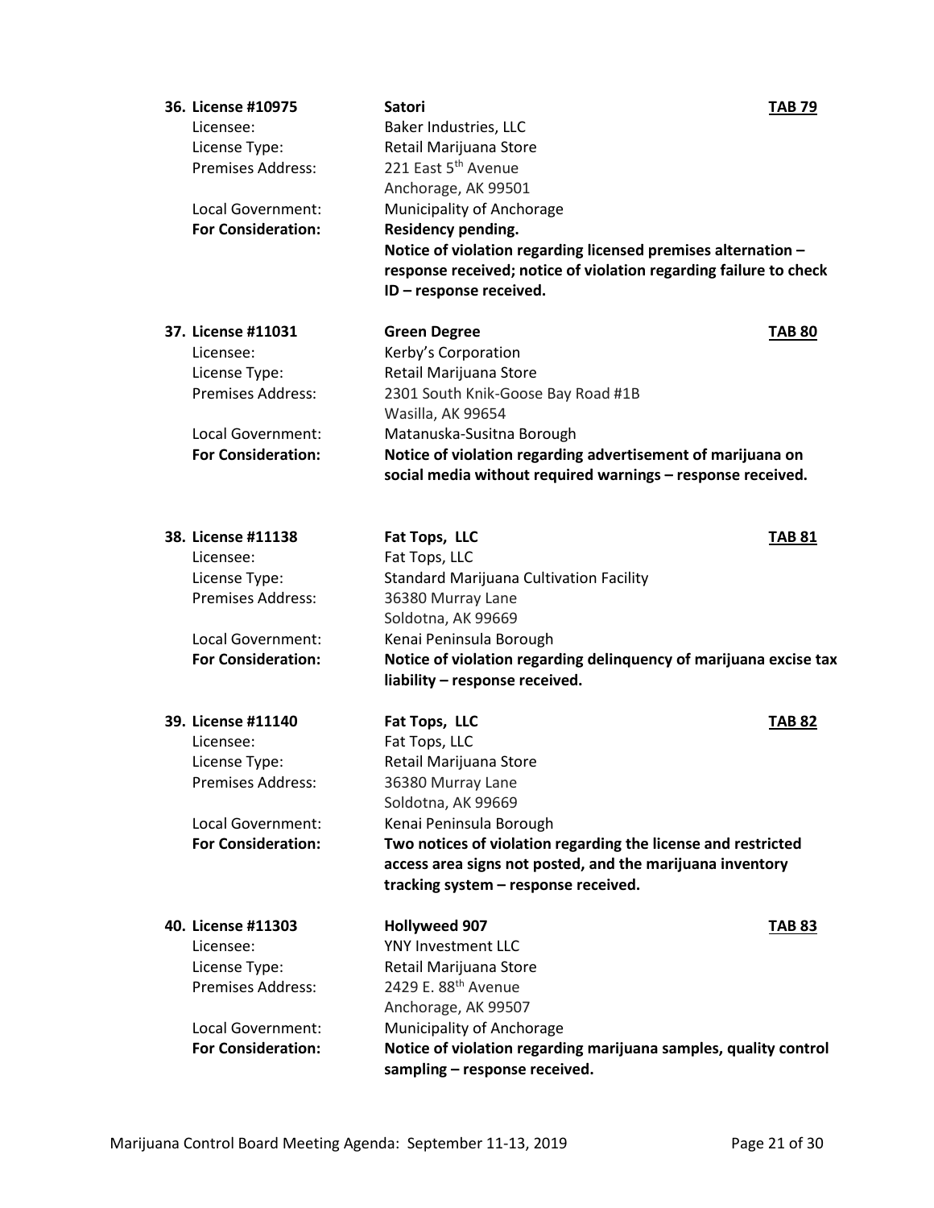**36. License #10975** **Satori** **TAB 79**

Licensee: Baker Industries, LLC
License Type: Retail Marijuana Store
Premises Address: 221 East 5th Avenue
Anchorage, AK 99501
Local Government: Municipality of Anchorage
**For Consideration:** **Residency pending.**
**Notice of violation regarding licensed premises alternation – response received; notice of violation regarding failure to check ID – response received.**

**37. License #11031** **Green Degree** **TAB 80**

Licensee: Kerby's Corporation
License Type: Retail Marijuana Store
Premises Address: 2301 South Knik-Goose Bay Road #1B
Wasilla, AK 99654
Local Government: Matanuska-Susitna Borough
**For Consideration:** **Notice of violation regarding advertisement of marijuana on social media without required warnings – response received.**

**38. License #11138** **Fat Tops, LLC** **TAB 81**

Licensee: Fat Tops, LLC
License Type: Standard Marijuana Cultivation Facility
Premises Address: 36380 Murray Lane
Soldotna, AK 99669
Local Government: Kenai Peninsula Borough
**For Consideration:** **Notice of violation regarding delinquency of marijuana excise tax liability – response received.**

**39. License #11140** **Fat Tops, LLC** **TAB 82**

Licensee: Fat Tops, LLC
License Type: Retail Marijuana Store
Premises Address: 36380 Murray Lane
Soldotna, AK 99669
Local Government: Kenai Peninsula Borough
**For Consideration:** **Two notices of violation regarding the license and restricted access area signs not posted, and the marijuana inventory tracking system – response received.**

**40. License #11303** **Hollyweed 907** **TAB 83**

Licensee: YNY Investment LLC
License Type: Retail Marijuana Store
Premises Address: 2429 E. 88th Avenue
Anchorage, AK 99507
Local Government: Municipality of Anchorage
**For Consideration:** **Notice of violation regarding marijuana samples, quality control sampling – response received.**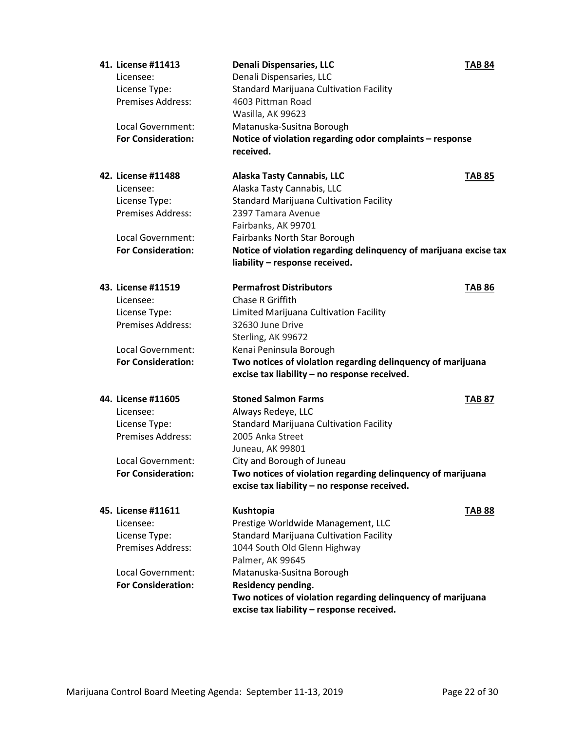**41. License #11413** | **Denali Dispensaries, LLC** | **TAB 84**

Licensee: Denali Dispensaries, LLC
License Type: Standard Marijuana Cultivation Facility
Premises Address: 4603 Pittman Road
Wasilla, AK 99623
Local Government: Matanuska-Susitna Borough
**For Consideration:** **Notice of violation regarding odor complaints – response received.**

**42. License #11488** | **Alaska Tasty Cannabis, LLC** | **TAB 85**

Licensee: Alaska Tasty Cannabis, LLC
License Type: Standard Marijuana Cultivation Facility
Premises Address: 2397 Tamara Avenue
Fairbanks, AK 99701
Local Government: Fairbanks North Star Borough
**For Consideration:** **Notice of violation regarding delinquency of marijuana excise tax liability – response received.**

**43. License #11519** | **Permafrost Distributors** | **TAB 86**

Licensee: Chase R Griffith
License Type: Limited Marijuana Cultivation Facility
Premises Address: 32630 June Drive
Sterling, AK 99672
Local Government: Kenai Peninsula Borough
**For Consideration:** **Two notices of violation regarding delinquency of marijuana excise tax liability – no response received.**

**44. License #11605** | **Stoned Salmon Farms** | **TAB 87**

Licensee: Always Redeye, LLC
License Type: Standard Marijuana Cultivation Facility
Premises Address: 2005 Anka Street
Juneau, AK 99801
Local Government: City and Borough of Juneau
**For Consideration:** **Two notices of violation regarding delinquency of marijuana excise tax liability – no response received.**

**45. License #11611** | **Kushtopia** | **TAB 88**

Licensee: Prestige Worldwide Management, LLC
License Type: Standard Marijuana Cultivation Facility
Premises Address: 1044 South Old Glenn Highway
Palmer, AK 99645
Local Government: Matanuska-Susitna Borough
**For Consideration:** **Residency pending.**
**Two notices of violation regarding delinquency of marijuana excise tax liability – response received.**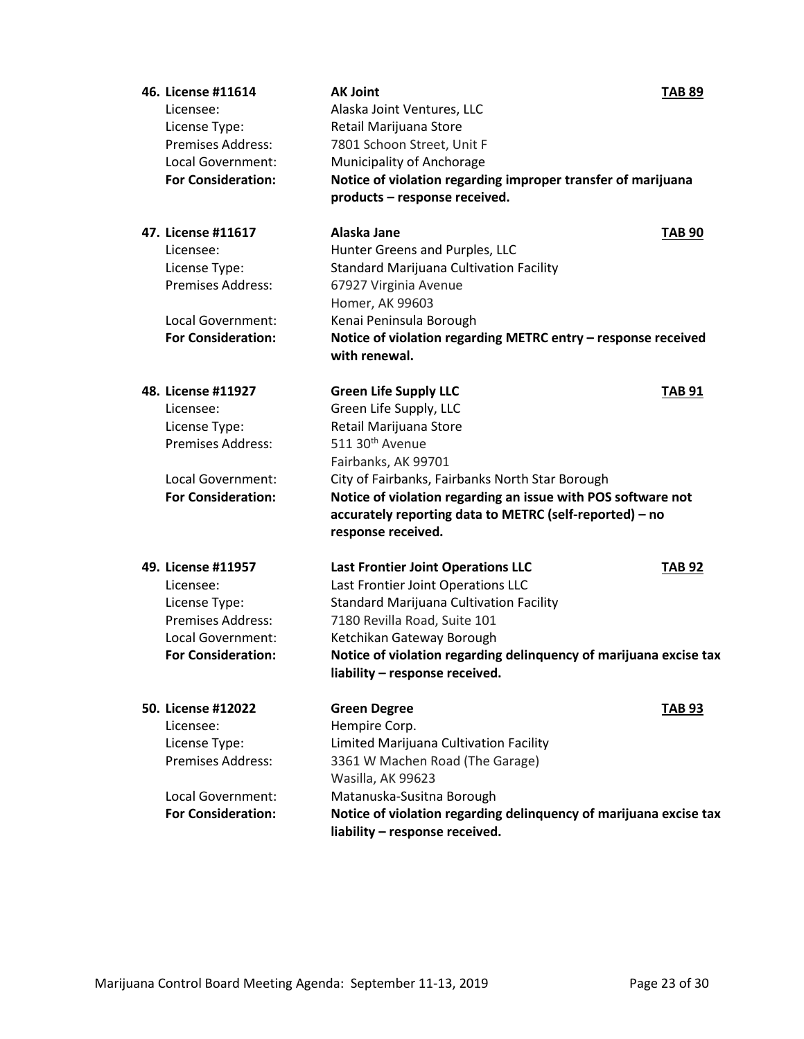**46. License #11614** **AK Joint** **TAB 89**

Licensee: Alaska Joint Ventures, LLC
License Type: Retail Marijuana Store
Premises Address: 7801 Schoon Street, Unit F
Local Government: Municipality of Anchorage
**For Consideration:** **Notice of violation regarding improper transfer of marijuana products – response received.**

**47. License #11617** **Alaska Jane** **TAB 90**

Licensee: Hunter Greens and Purples, LLC
License Type: Standard Marijuana Cultivation Facility
Premises Address: 67927 Virginia Avenue
Homer, AK 99603
Local Government: Kenai Peninsula Borough
**For Consideration:** **Notice of violation regarding METRC entry – response received with renewal.**

**48. License #11927** **Green Life Supply LLC** **TAB 91**

Licensee: Green Life Supply, LLC
License Type: Retail Marijuana Store
Premises Address: 511 30th Avenue
Fairbanks, AK 99701
Local Government: City of Fairbanks, Fairbanks North Star Borough
**For Consideration:** **Notice of violation regarding an issue with POS software not accurately reporting data to METRC (self-reported) – no response received.**

**49. License #11957** **Last Frontier Joint Operations LLC** **TAB 92**

Licensee: Last Frontier Joint Operations LLC
License Type: Standard Marijuana Cultivation Facility
Premises Address: 7180 Revilla Road, Suite 101
Local Government: Ketchikan Gateway Borough
**For Consideration:** **Notice of violation regarding delinquency of marijuana excise tax liability – response received.**

**50. License #12022** **Green Degree** **TAB 93**

Licensee: Hempire Corp.
License Type: Limited Marijuana Cultivation Facility
Premises Address: 3361 W Machen Road (The Garage)
Wasilla, AK 99623
Local Government: Matanuska-Susitna Borough
**For Consideration:** **Notice of violation regarding delinquency of marijuana excise tax liability – response received.**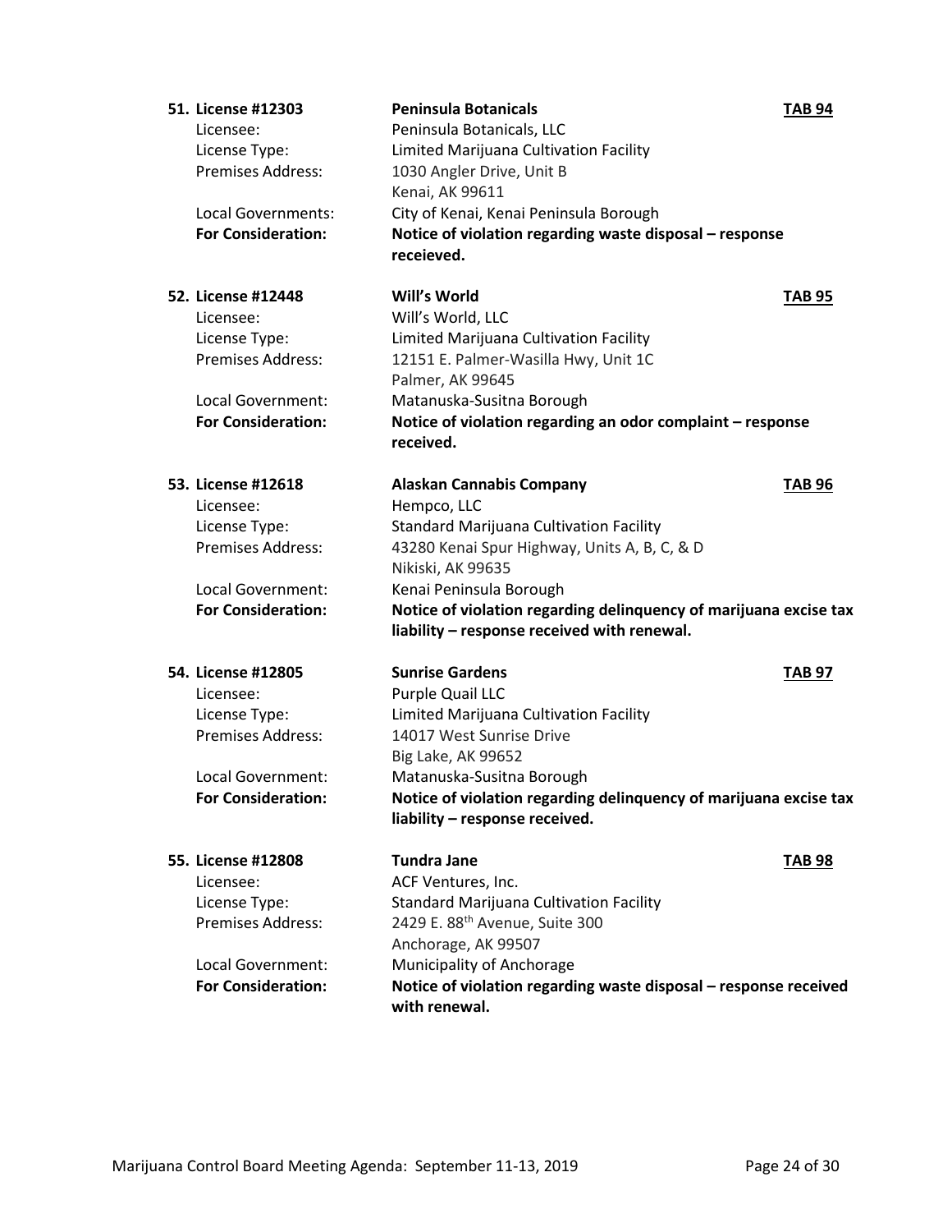**51. License #12303** **Peninsula Botanicals** **TAB 94**

Licensee: Peninsula Botanicals, LLC
License Type: Limited Marijuana Cultivation Facility
Premises Address: 1030 Angler Drive, Unit B
Kenai, AK 99611
Local Governments: City of Kenai, Kenai Peninsula Borough
**For Consideration:** **Notice of violation regarding waste disposal – response receieved.**

**52. License #12448** **Will's World** **TAB 95**

Licensee: Will's World, LLC
License Type: Limited Marijuana Cultivation Facility
Premises Address: 12151 E. Palmer-Wasilla Hwy, Unit 1C
Palmer, AK 99645
Local Government: Matanuska-Susitna Borough
**For Consideration:** **Notice of violation regarding an odor complaint – response received.**

**53. License #12618** **Alaskan Cannabis Company** **TAB 96**

Licensee: Hempco, LLC
License Type: Standard Marijuana Cultivation Facility
Premises Address: 43280 Kenai Spur Highway, Units A, B, C, & D
Nikiski, AK 99635
Local Government: Kenai Peninsula Borough
**For Consideration:** **Notice of violation regarding delinquency of marijuana excise tax liability – response received with renewal.**

**54. License #12805** **Sunrise Gardens** **TAB 97**

Licensee: Purple Quail LLC
License Type: Limited Marijuana Cultivation Facility
Premises Address: 14017 West Sunrise Drive
Big Lake, AK 99652
Local Government: Matanuska-Susitna Borough
**For Consideration:** **Notice of violation regarding delinquency of marijuana excise tax liability – response received.**

**55. License #12808** **Tundra Jane** **TAB 98**

Licensee: ACF Ventures, Inc.
License Type: Standard Marijuana Cultivation Facility
Premises Address: 2429 E. 88th Avenue, Suite 300
Anchorage, AK 99507
Local Government: Municipality of Anchorage
**For Consideration:** **Notice of violation regarding waste disposal – response received with renewal.**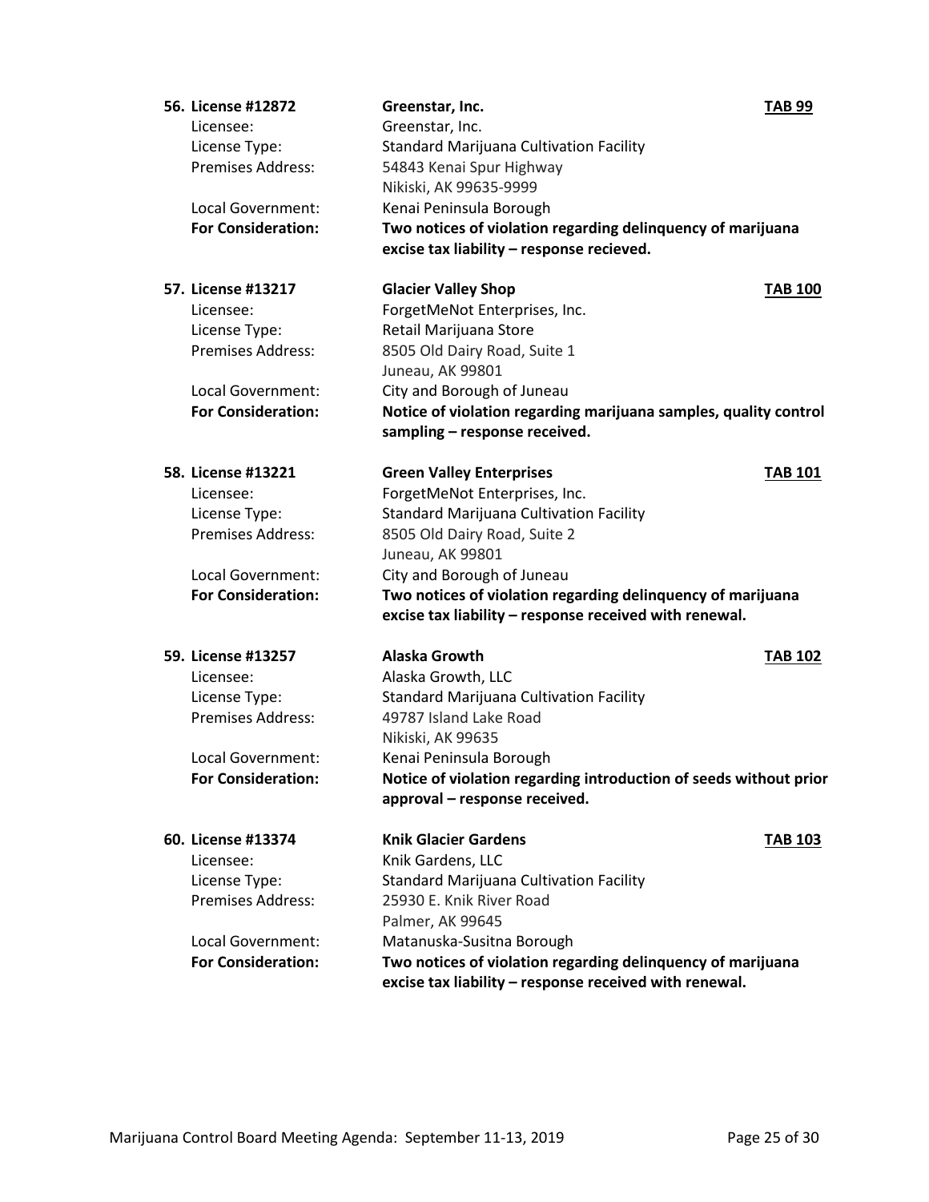**56. License #12872** | **Greenstar, Inc.** | **TAB 99**

Licensee: Greenstar, Inc.
License Type: Standard Marijuana Cultivation Facility
Premises Address: 54843 Kenai Spur Highway
Nikiski, AK 99635-9999
Local Government: Kenai Peninsula Borough
**For Consideration:** **Two notices of violation regarding delinquency of marijuana excise tax liability – response recieved.**

**57. License #13217** | **Glacier Valley Shop** | **TAB 100**

Licensee: ForgetMeNot Enterprises, Inc.
License Type: Retail Marijuana Store
Premises Address: 8505 Old Dairy Road, Suite 1
Juneau, AK 99801
Local Government: City and Borough of Juneau
**For Consideration:** **Notice of violation regarding marijuana samples, quality control sampling – response received.**

**58. License #13221** | **Green Valley Enterprises** | **TAB 101**

Licensee: ForgetMeNot Enterprises, Inc.
License Type: Standard Marijuana Cultivation Facility
Premises Address: 8505 Old Dairy Road, Suite 2
Juneau, AK 99801
Local Government: City and Borough of Juneau
**For Consideration:** **Two notices of violation regarding delinquency of marijuana excise tax liability – response received with renewal.**

**59. License #13257** | **Alaska Growth** | **TAB 102**

Licensee: Alaska Growth, LLC
License Type: Standard Marijuana Cultivation Facility
Premises Address: 49787 Island Lake Road
Nikiski, AK 99635
Local Government: Kenai Peninsula Borough
**For Consideration:** **Notice of violation regarding introduction of seeds without prior approval – response received.**

**60. License #13374** | **Knik Glacier Gardens** | **TAB 103**

Licensee: Knik Gardens, LLC
License Type: Standard Marijuana Cultivation Facility
Premises Address: 25930 E. Knik River Road
Palmer, AK 99645
Local Government: Matanuska-Susitna Borough
**For Consideration:** **Two notices of violation regarding delinquency of marijuana excise tax liability – response received with renewal.**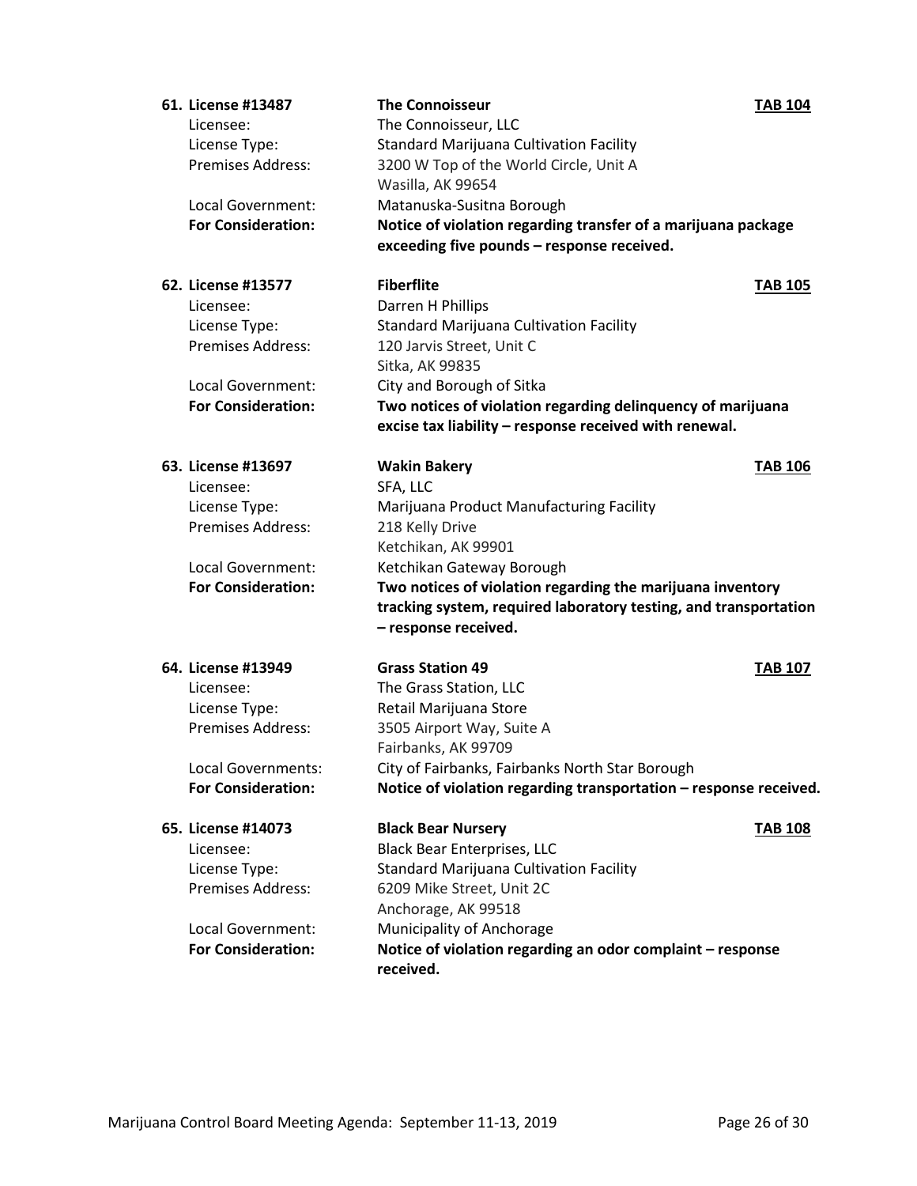**61. License #13487** **The Connoisseur** **TAB 104**

Licensee: The Connoisseur, LLC
License Type: Standard Marijuana Cultivation Facility
Premises Address: 3200 W Top of the World Circle, Unit A
Wasilla, AK 99654
Local Government: Matanuska-Susitna Borough
**For Consideration:** **Notice of violation regarding transfer of a marijuana package exceeding five pounds – response received.**

**62. License #13577** **Fiberflite** **TAB 105**

Licensee: Darren H Phillips
License Type: Standard Marijuana Cultivation Facility
Premises Address: 120 Jarvis Street, Unit C
Sitka, AK 99835
Local Government: City and Borough of Sitka
**For Consideration:** **Two notices of violation regarding delinquency of marijuana excise tax liability – response received with renewal.**

**63. License #13697** **Wakin Bakery** **TAB 106**

Licensee: SFA, LLC
License Type: Marijuana Product Manufacturing Facility
Premises Address: 218 Kelly Drive
Ketchikan, AK 99901
Local Government: Ketchikan Gateway Borough
**For Consideration:** **Two notices of violation regarding the marijuana inventory tracking system, required laboratory testing, and transportation – response received.**

**64. License #13949** **Grass Station 49** **TAB 107**

Licensee: The Grass Station, LLC
License Type: Retail Marijuana Store
Premises Address: 3505 Airport Way, Suite A
Fairbanks, AK 99709
Local Governments: City of Fairbanks, Fairbanks North Star Borough
**For Consideration:** **Notice of violation regarding transportation – response received.**

**65. License #14073** **Black Bear Nursery** **TAB 108**

Licensee: Black Bear Enterprises, LLC
License Type: Standard Marijuana Cultivation Facility
Premises Address: 6209 Mike Street, Unit 2C
Anchorage, AK 99518
Local Government: Municipality of Anchorage
**For Consideration:** **Notice of violation regarding an odor complaint – response received.**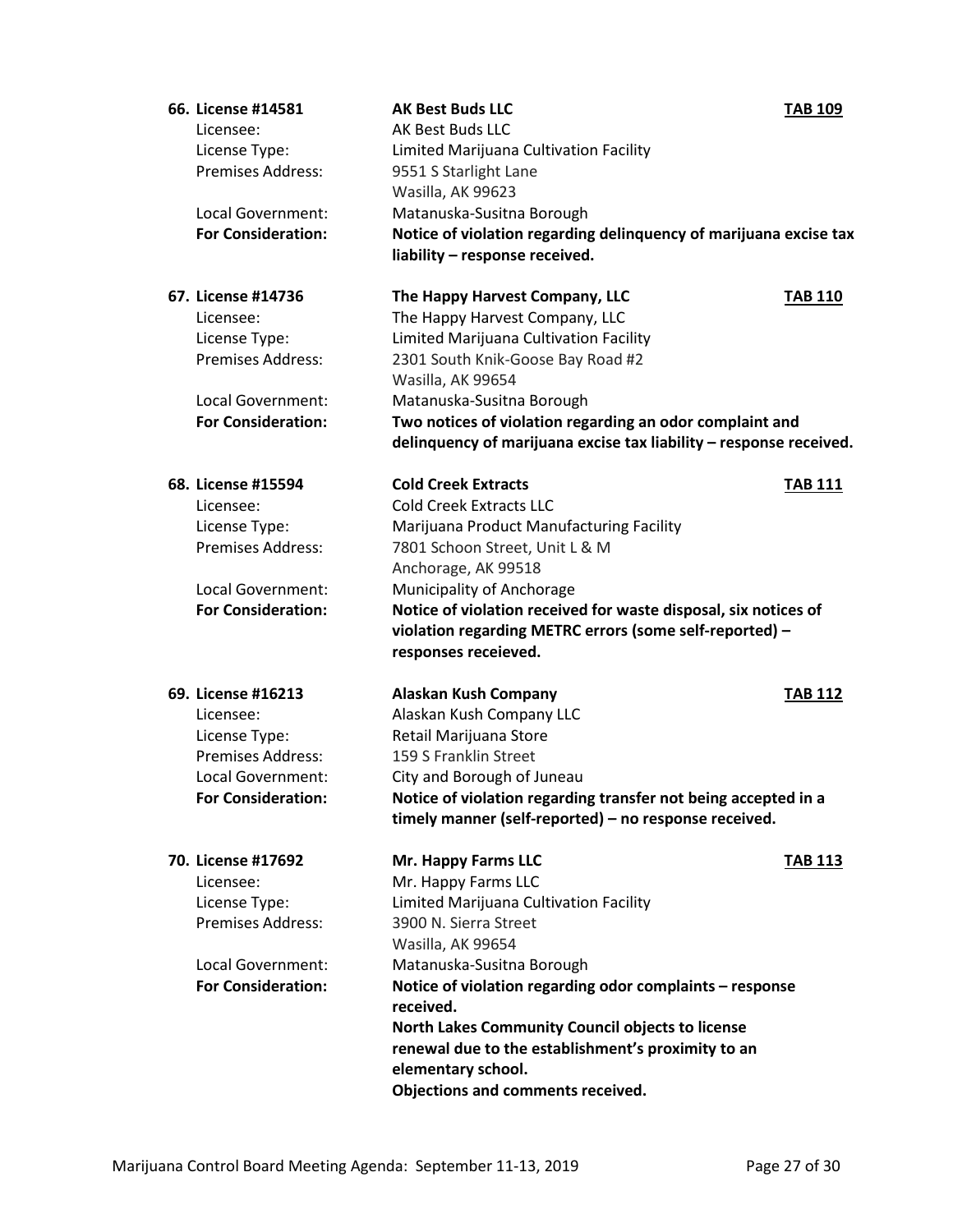**66. License #14581** — **AK Best Buds LLC** — **TAB 109**

Licensee: AK Best Buds LLC
License Type: Limited Marijuana Cultivation Facility
Premises Address: 9551 S Starlight Lane
Wasilla, AK 99623
Local Government: Matanuska-Susitna Borough
**For Consideration:** **Notice of violation regarding delinquency of marijuana excise tax liability – response received.**

**67. License #14736** — **The Happy Harvest Company, LLC** — **TAB 110**

Licensee: The Happy Harvest Company, LLC
License Type: Limited Marijuana Cultivation Facility
Premises Address: 2301 South Knik-Goose Bay Road #2
Wasilla, AK 99654
Local Government: Matanuska-Susitna Borough
**For Consideration:** **Two notices of violation regarding an odor complaint and delinquency of marijuana excise tax liability – response received.**

**68. License #15594** — **Cold Creek Extracts** — **TAB 111**

Licensee: Cold Creek Extracts LLC
License Type: Marijuana Product Manufacturing Facility
Premises Address: 7801 Schoon Street, Unit L & M
Anchorage, AK 99518
Local Government: Municipality of Anchorage
**For Consideration:** **Notice of violation received for waste disposal, six notices of violation regarding METRC errors (some self-reported) – responses receieved.**

**69. License #16213** — **Alaskan Kush Company** — **TAB 112**

Licensee: Alaskan Kush Company LLC
License Type: Retail Marijuana Store
Premises Address: 159 S Franklin Street
Local Government: City and Borough of Juneau
**For Consideration:** **Notice of violation regarding transfer not being accepted in a timely manner (self-reported) – no response received.**

**70. License #17692** — **Mr. Happy Farms LLC** — **TAB 113**

Licensee: Mr. Happy Farms LLC
License Type: Limited Marijuana Cultivation Facility
Premises Address: 3900 N. Sierra Street
Wasilla, AK 99654
Local Government: Matanuska-Susitna Borough
**For Consideration:** **Notice of violation regarding odor complaints – response received.**
**North Lakes Community Council objects to license renewal due to the establishment's proximity to an elementary school.**
**Objections and comments received.**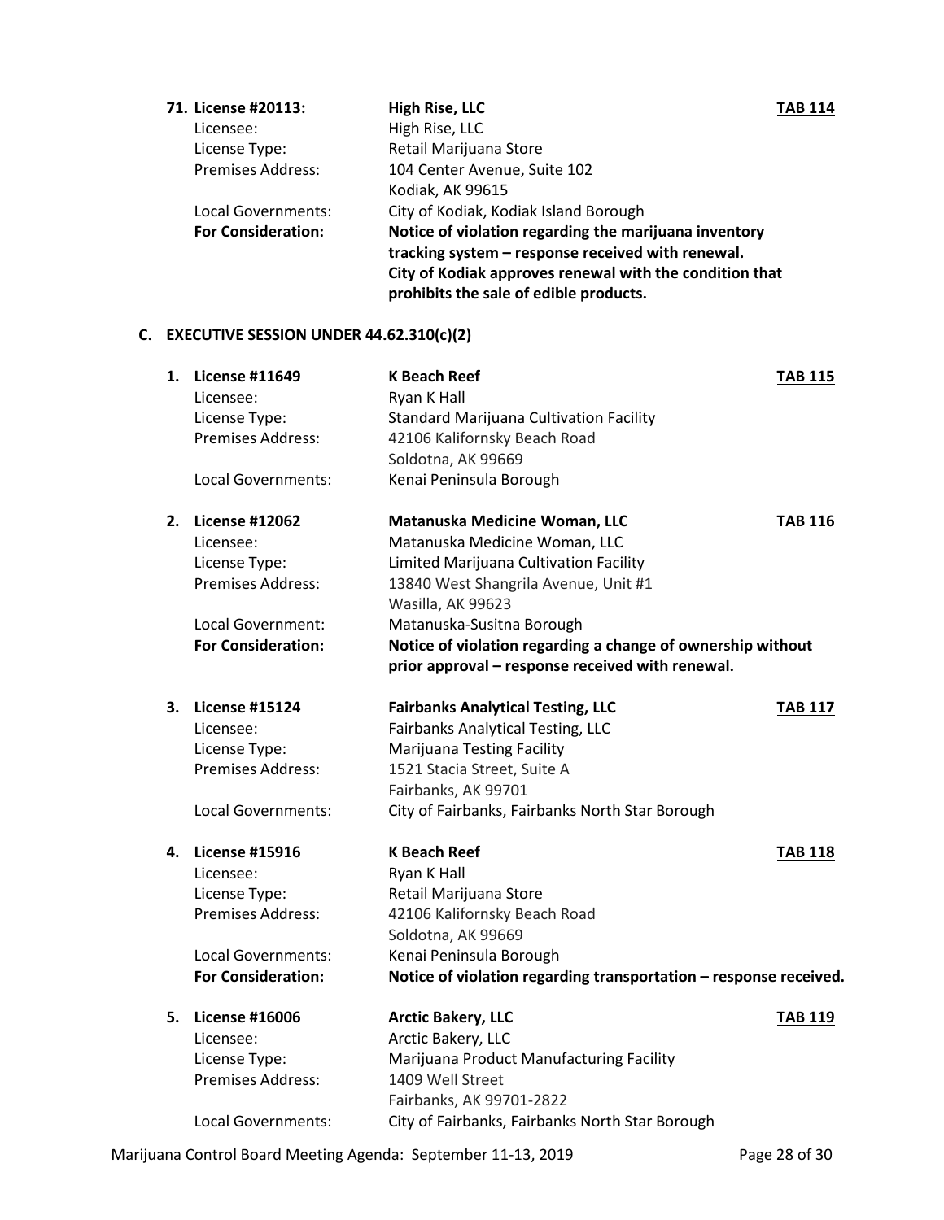**71. License #20113:** **High Rise, LLC** **TAB 114**

| | |
|---|---|
| Licensee: | High Rise, LLC |
| License Type: | Retail Marijuana Store |
| Premises Address: | 104 Center Avenue, Suite 102<br>Kodiak, AK 99615 |
| Local Governments: | City of Kodiak, Kodiak Island Borough |
| **For Consideration:** | **Notice of violation regarding the marijuana inventory tracking system – response received with renewal. City of Kodiak approves renewal with the condition that prohibits the sale of edible products.** |

### C. EXECUTIVE SESSION UNDER 44.62.310(c)(2)

**1. License #11649** **K Beach Reef** **TAB 115**

| | |
|---|---|
| Licensee: | Ryan K Hall |
| License Type: | Standard Marijuana Cultivation Facility |
| Premises Address: | 42106 Kalifornsky Beach Road<br>Soldotna, AK 99669 |
| Local Governments: | Kenai Peninsula Borough |

**2. License #12062** **Matanuska Medicine Woman, LLC** **TAB 116**

| | |
|---|---|
| Licensee: | Matanuska Medicine Woman, LLC |
| License Type: | Limited Marijuana Cultivation Facility |
| Premises Address: | 13840 West Shangrila Avenue, Unit #1<br>Wasilla, AK 99623 |
| Local Government: | Matanuska-Susitna Borough |
| **For Consideration:** | **Notice of violation regarding a change of ownership without prior approval – response received with renewal.** |

**3. License #15124** **Fairbanks Analytical Testing, LLC** **TAB 117**

| | |
|---|---|
| Licensee: | Fairbanks Analytical Testing, LLC |
| License Type: | Marijuana Testing Facility |
| Premises Address: | 1521 Stacia Street, Suite A<br>Fairbanks, AK 99701 |
| Local Governments: | City of Fairbanks, Fairbanks North Star Borough |

**4. License #15916** **K Beach Reef** **TAB 118**

| | |
|---|---|
| Licensee: | Ryan K Hall |
| License Type: | Retail Marijuana Store |
| Premises Address: | 42106 Kalifornsky Beach Road<br>Soldotna, AK 99669 |
| Local Governments: | Kenai Peninsula Borough |
| **For Consideration:** | **Notice of violation regarding transportation – response received.** |

**5. License #16006** **Arctic Bakery, LLC** **TAB 119**

| | |
|---|---|
| Licensee: | Arctic Bakery, LLC |
| License Type: | Marijuana Product Manufacturing Facility |
| Premises Address: | 1409 Well Street<br>Fairbanks, AK 99701-2822 |
| Local Governments: | City of Fairbanks, Fairbanks North Star Borough |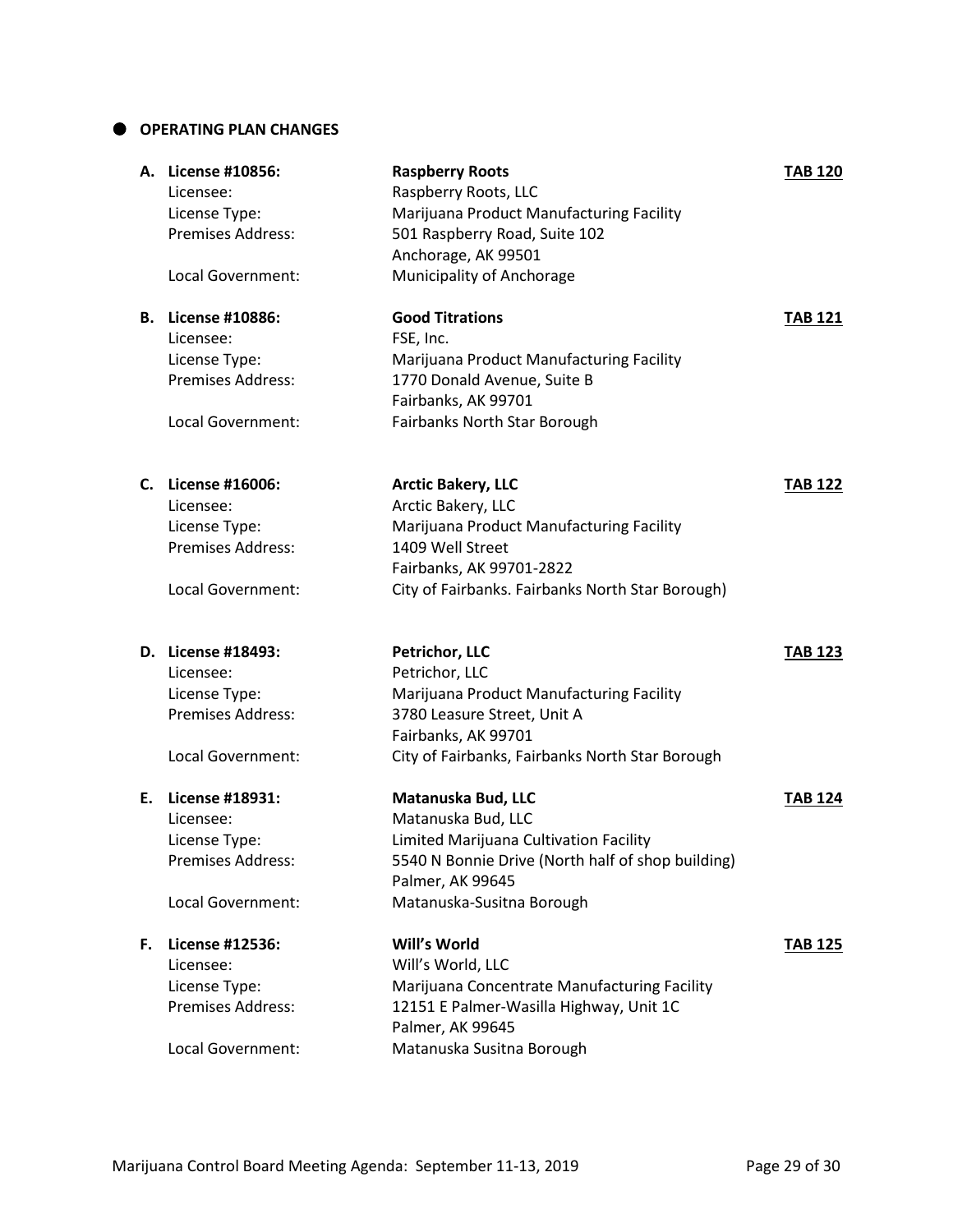## OPERATING PLAN CHANGES

**A. License #10856:** **Raspberry Roots** **TAB 120**
- Licensee: Raspberry Roots, LLC
- License Type: Marijuana Product Manufacturing Facility
- Premises Address: 501 Raspberry Road, Suite 102, Anchorage, AK 99501
- Local Government: Municipality of Anchorage

**B. License #10886:** **Good Titrations** **TAB 121**
- Licensee: FSE, Inc.
- License Type: Marijuana Product Manufacturing Facility
- Premises Address: 1770 Donald Avenue, Suite B, Fairbanks, AK 99701
- Local Government: Fairbanks North Star Borough

**C. License #16006:** **Arctic Bakery, LLC** **TAB 122**
- Licensee: Arctic Bakery, LLC
- License Type: Marijuana Product Manufacturing Facility
- Premises Address: 1409 Well Street, Fairbanks, AK 99701-2822
- Local Government: City of Fairbanks. Fairbanks North Star Borough)

**D. License #18493:** **Petrichor, LLC** **TAB 123**
- Licensee: Petrichor, LLC
- License Type: Marijuana Product Manufacturing Facility
- Premises Address: 3780 Leasure Street, Unit A, Fairbanks, AK 99701
- Local Government: City of Fairbanks, Fairbanks North Star Borough

**E. License #18931:** **Matanuska Bud, LLC** **TAB 124**
- Licensee: Matanuska Bud, LLC
- License Type: Limited Marijuana Cultivation Facility
- Premises Address: 5540 N Bonnie Drive (North half of shop building), Palmer, AK 99645
- Local Government: Matanuska-Susitna Borough

**F. License #12536:** **Will's World** **TAB 125**
- Licensee: Will's World, LLC
- License Type: Marijuana Concentrate Manufacturing Facility
- Premises Address: 12151 E Palmer-Wasilla Highway, Unit 1C, Palmer, AK 99645
- Local Government: Matanuska Susitna Borough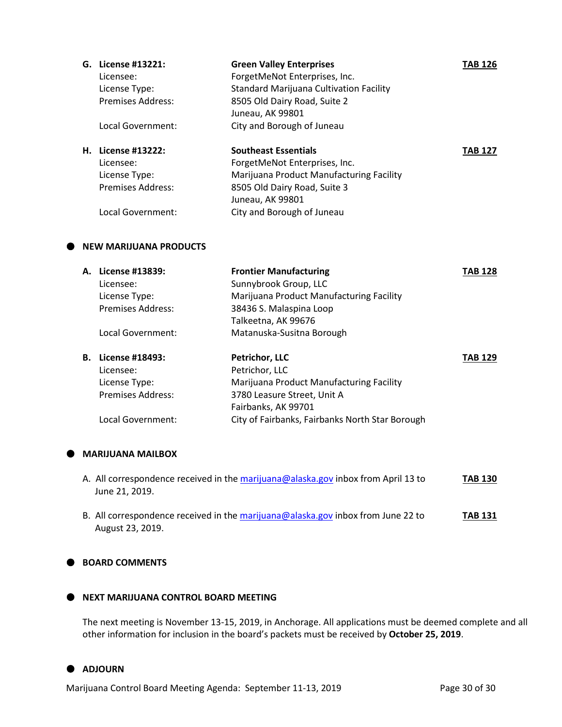**G. License #13221:** **Green Valley Enterprises** **TAB 126**

Licensee: ForgetMeNot Enterprises, Inc.
License Type: Standard Marijuana Cultivation Facility
Premises Address: 8505 Old Dairy Road, Suite 2
Juneau, AK 99801
Local Government: City and Borough of Juneau

**H. License #13222:** **Southeast Essentials** **TAB 127**

Licensee: ForgetMeNot Enterprises, Inc.
License Type: Marijuana Product Manufacturing Facility
Premises Address: 8505 Old Dairy Road, Suite 3
Juneau, AK 99801
Local Government: City and Borough of Juneau

## NEW MARIJUANA PRODUCTS

**A. License #13839:** **Frontier Manufacturing** **TAB 128**

Licensee: Sunnybrook Group, LLC
License Type: Marijuana Product Manufacturing Facility
Premises Address: 38436 S. Malaspina Loop
Talkeetna, AK 99676
Local Government: Matanuska-Susitna Borough

**B. License #18493:** **Petrichor, LLC** **TAB 129**

Licensee: Petrichor, LLC
License Type: Marijuana Product Manufacturing Facility
Premises Address: 3780 Leasure Street, Unit A
Fairbanks, AK 99701
Local Government: City of Fairbanks, Fairbanks North Star Borough

## MARIJUANA MAILBOX

A. All correspondence received in the marijuana@alaska.gov inbox from April 13 to June 21, 2019. **TAB 130**

B. All correspondence received in the marijuana@alaska.gov inbox from June 22 to August 23, 2019. **TAB 131**

## BOARD COMMENTS

## NEXT MARIJUANA CONTROL BOARD MEETING

The next meeting is November 13-15, 2019, in Anchorage. All applications must be deemed complete and all other information for inclusion in the board's packets must be received by **October 25, 2019**.

## ADJOURN